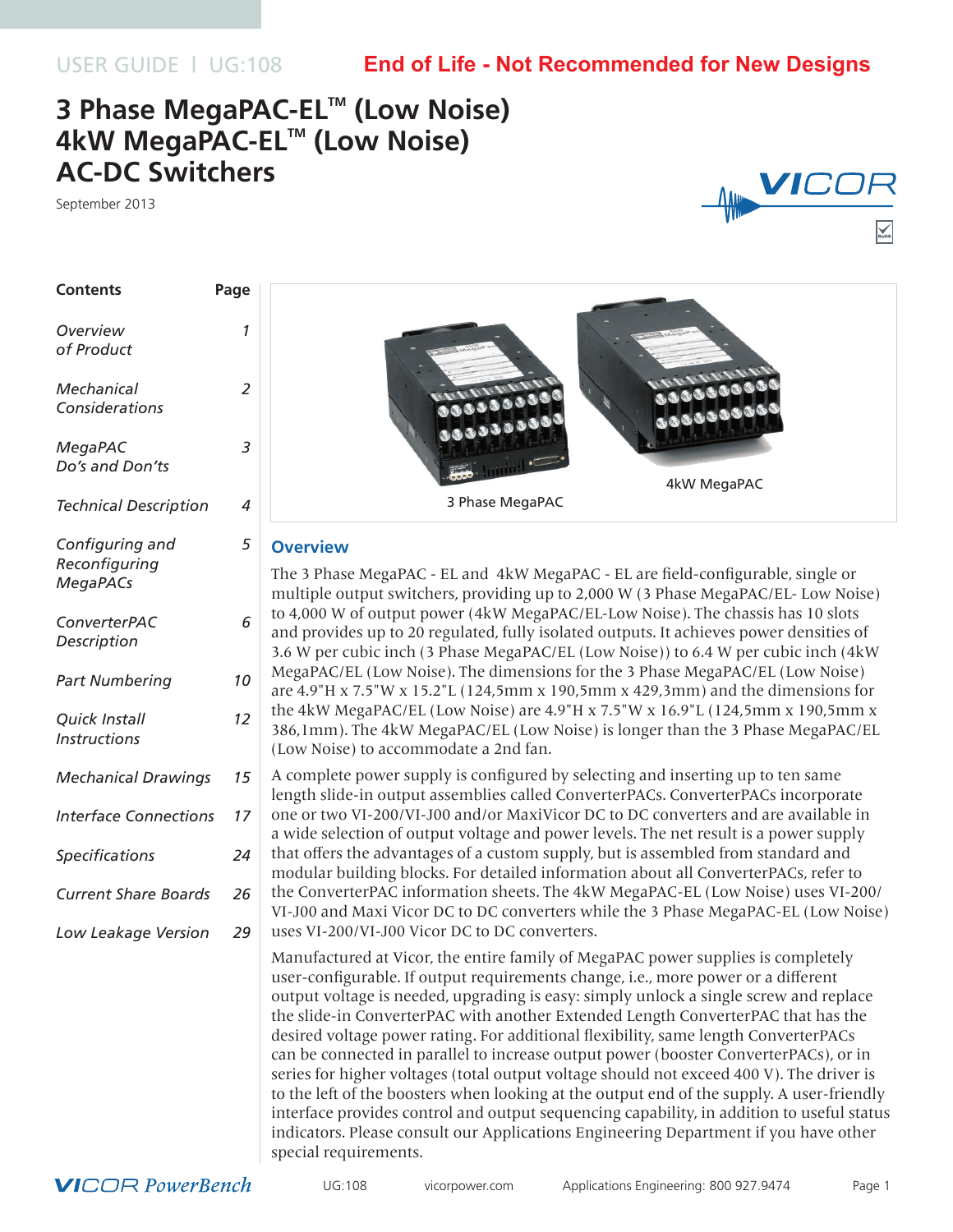USER GUIDE | UG:108

**End of Life - Not Recommended for New Designs**

# 3 Phase MegaPAC-EL™ (Low Noise)
# 4kW MegaPAC-EL™ (Low Noise)
# AC-DC Switchers

September 2013

| Contents | Page |
|---|---|
| *Overview of Product* | *1* |
| *Mechanical Considerations* | *2* |
| *MegaPAC Do's and Don'ts* | *3* |
| *Technical Description* | *4* |
| *Configuring and Reconfiguring MegaPACs* | *5* |
| *ConverterPAC Description* | *6* |
| *Part Numbering* | *10* |
| *Quick Install Instructions* | *12* |
| *Mechanical Drawings* | *15* |
| *Interface Connections* | *17* |
| *Specifications* | *24* |
| *Current Share Boards* | *26* |
| *Low Leakage Version* | *29* |

3 Phase MegaPAC

4kW MegaPAC

## Overview

The 3 Phase MegaPAC - EL and 4kW MegaPAC - EL are field-configurable, single or multiple output switchers, providing up to 2,000 W (3 Phase MegaPAC/EL- Low Noise) to 4,000 W of output power (4kW MegaPAC/EL-Low Noise). The chassis has 10 slots and provides up to 20 regulated, fully isolated outputs. It achieves power densities of 3.6 W per cubic inch (3 Phase MegaPAC/EL (Low Noise)) to 6.4 W per cubic inch (4kW MegaPAC/EL (Low Noise). The dimensions for the 3 Phase MegaPAC/EL (Low Noise) are 4.9"H x 7.5"W x 15.2"L (124,5mm x 190,5mm x 429,3mm) and the dimensions for the 4kW MegaPAC/EL (Low Noise) are 4.9"H x 7.5"W x 16.9"L (124,5mm x 190,5mm x 386,1mm). The 4kW MegaPAC/EL (Low Noise) is longer than the 3 Phase MegaPAC/EL (Low Noise) to accommodate a 2nd fan.

A complete power supply is configured by selecting and inserting up to ten same length slide-in output assemblies called ConverterPACs. ConverterPACs incorporate one or two VI-200/VI-J00 and/or MaxiVicor DC to DC converters and are available in a wide selection of output voltage and power levels. The net result is a power supply that offers the advantages of a custom supply, but is assembled from standard and modular building blocks. For detailed information about all ConverterPACs, refer to the ConverterPAC information sheets. The 4kW MegaPAC-EL (Low Noise) uses VI-200/ VI-J00 and Maxi Vicor DC to DC converters while the 3 Phase MegaPAC-EL (Low Noise) uses VI-200/VI-J00 Vicor DC to DC converters.

Manufactured at Vicor, the entire family of MegaPAC power supplies is completely user-configurable. If output requirements change, i.e., more power or a different output voltage is needed, upgrading is easy: simply unlock a single screw and replace the slide-in ConverterPAC with another Extended Length ConverterPAC that has the desired voltage power rating. For additional flexibility, same length ConverterPACs can be connected in parallel to increase output power (booster ConverterPACs), or in series for higher voltages (total output voltage should not exceed 400 V). The driver is to the left of the boosters when looking at the output end of the supply. A user-friendly interface provides control and output sequencing capability, in addition to useful status indicators. Please consult our Applications Engineering Department if you have other special requirements.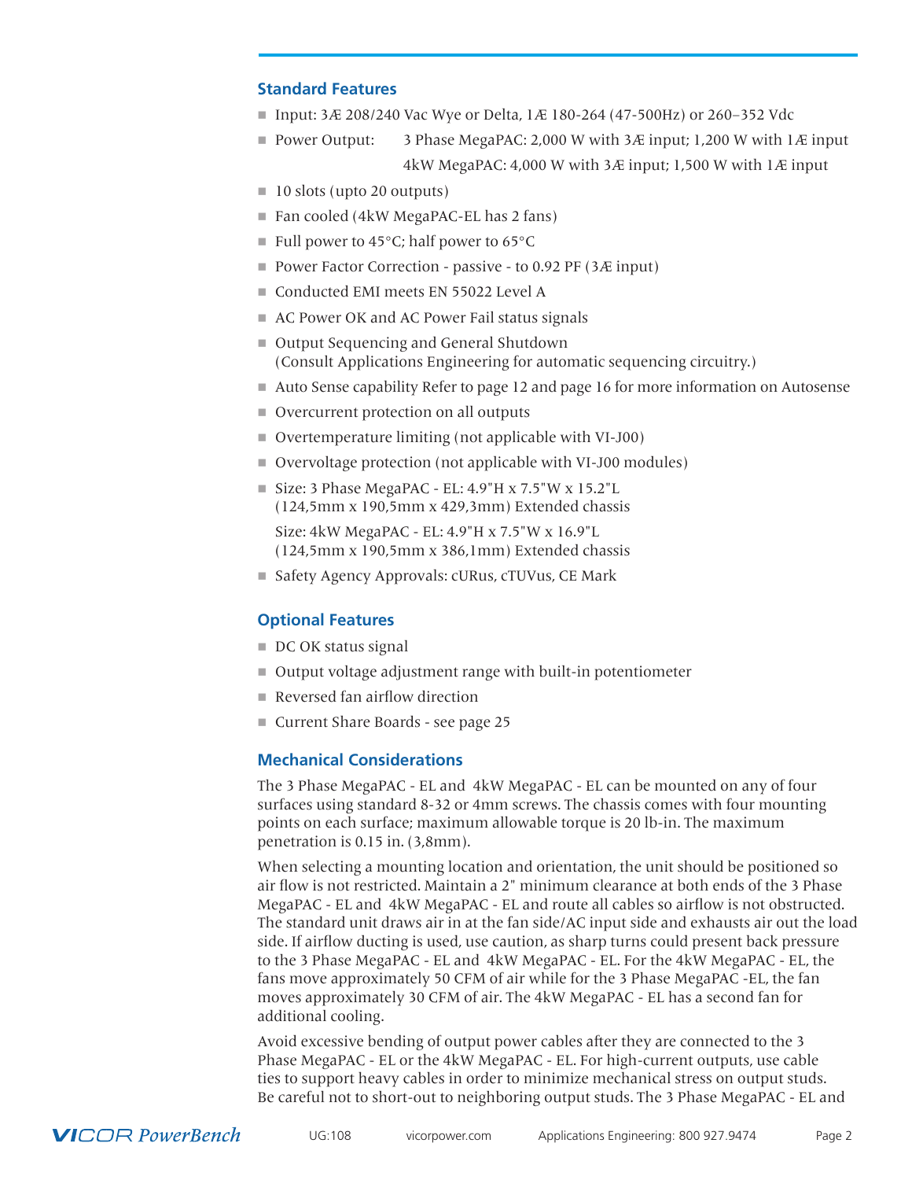## Standard Features

- Input: 3Æ 208/240 Vac Wye or Delta, 1Æ 180-264 (47-500Hz) or 260–352 Vdc
- Power Output: 3 Phase MegaPAC: 2,000 W with 3Æ input; 1,200 W with 1Æ input
  4kW MegaPAC: 4,000 W with 3Æ input; 1,500 W with 1Æ input
- 10 slots (upto 20 outputs)
- Fan cooled (4kW MegaPAC-EL has 2 fans)
- Full power to 45°C; half power to 65°C
- Power Factor Correction - passive - to 0.92 PF (3Æ input)
- Conducted EMI meets EN 55022 Level A
- AC Power OK and AC Power Fail status signals
- Output Sequencing and General Shutdown
  (Consult Applications Engineering for automatic sequencing circuitry.)
- Auto Sense capability Refer to page 12 and page 16 for more information on Autosense
- Overcurrent protection on all outputs
- Overtemperature limiting (not applicable with VI-J00)
- Overvoltage protection (not applicable with VI-J00 modules)
- Size: 3 Phase MegaPAC - EL: 4.9"H x 7.5"W x 15.2"L
  (124,5mm x 190,5mm x 429,3mm) Extended chassis

  Size: 4kW MegaPAC - EL: 4.9"H x 7.5"W x 16.9"L
  (124,5mm x 190,5mm x 386,1mm) Extended chassis
- Safety Agency Approvals: cURus, cTUVus, CE Mark

## Optional Features

- DC OK status signal
- Output voltage adjustment range with built-in potentiometer
- Reversed fan airflow direction
- Current Share Boards - see page 25

## Mechanical Considerations

The 3 Phase MegaPAC - EL and 4kW MegaPAC - EL can be mounted on any of four surfaces using standard 8-32 or 4mm screws. The chassis comes with four mounting points on each surface; maximum allowable torque is 20 lb-in. The maximum penetration is 0.15 in. (3,8mm).

When selecting a mounting location and orientation, the unit should be positioned so air flow is not restricted. Maintain a 2" minimum clearance at both ends of the 3 Phase MegaPAC - EL and 4kW MegaPAC - EL and route all cables so airflow is not obstructed. The standard unit draws air in at the fan side/AC input side and exhausts air out the load side. If airflow ducting is used, use caution, as sharp turns could present back pressure to the 3 Phase MegaPAC - EL and 4kW MegaPAC - EL. For the 4kW MegaPAC - EL, the fans move approximately 50 CFM of air while for the 3 Phase MegaPAC -EL, the fan moves approximately 30 CFM of air. The 4kW MegaPAC - EL has a second fan for additional cooling.

Avoid excessive bending of output power cables after they are connected to the 3 Phase MegaPAC - EL or the 4kW MegaPAC - EL. For high-current outputs, use cable ties to support heavy cables in order to minimize mechanical stress on output studs. Be careful not to short-out to neighboring output studs. The 3 Phase MegaPAC - EL and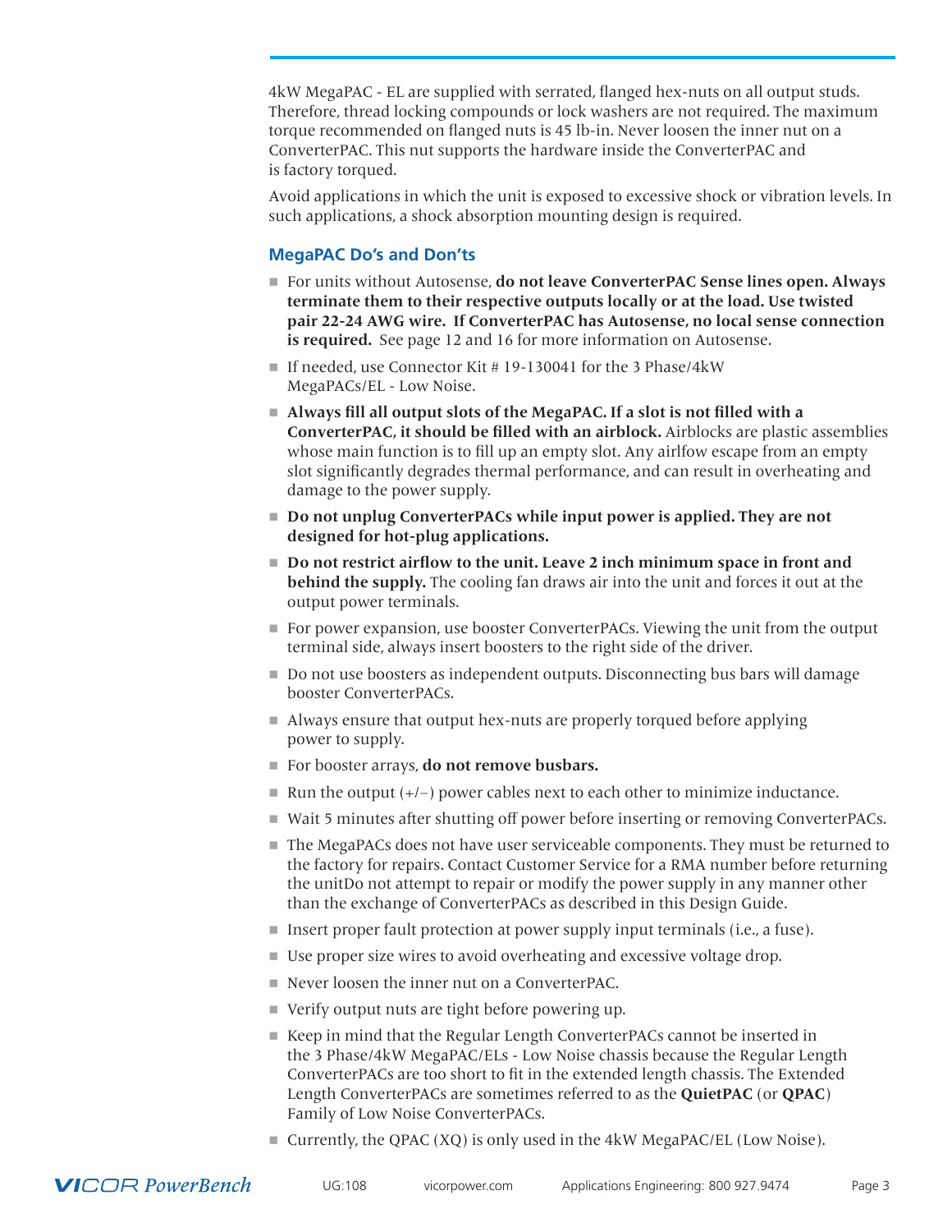4kW MegaPAC - EL are supplied with serrated, flanged hex-nuts on all output studs. Therefore, thread locking compounds or lock washers are not required. The maximum torque recommended on flanged nuts is 45 lb-in. Never loosen the inner nut on a ConverterPAC. This nut supports the hardware inside the ConverterPAC and is factory torqued.

Avoid applications in which the unit is exposed to excessive shock or vibration levels. In such applications, a shock absorption mounting design is required.

### MegaPAC Do's and Don'ts

- For units without Autosense, **do not leave ConverterPAC Sense lines open. Always terminate them to their respective outputs locally or at the load. Use twisted pair 22-24 AWG wire. If ConverterPAC has Autosense, no local sense connection is required.** See page 12 and 16 for more information on Autosense.
- If needed, use Connector Kit # 19-130041 for the 3 Phase/4kW MegaPACs/EL - Low Noise.
- **Always fill all output slots of the MegaPAC. If a slot is not filled with a ConverterPAC, it should be filled with an airblock.** Airblocks are plastic assemblies whose main function is to fill up an empty slot. Any airlfow escape from an empty slot significantly degrades thermal performance, and can result in overheating and damage to the power supply.
- **Do not unplug ConverterPACs while input power is applied. They are not designed for hot-plug applications.**
- **Do not restrict airflow to the unit. Leave 2 inch minimum space in front and behind the supply.** The cooling fan draws air into the unit and forces it out at the output power terminals.
- For power expansion, use booster ConverterPACs. Viewing the unit from the output terminal side, always insert boosters to the right side of the driver.
- Do not use boosters as independent outputs. Disconnecting bus bars will damage booster ConverterPACs.
- Always ensure that output hex-nuts are properly torqued before applying power to supply.
- For booster arrays, **do not remove busbars.**
- Run the output (+/–) power cables next to each other to minimize inductance.
- Wait 5 minutes after shutting off power before inserting or removing ConverterPACs.
- The MegaPACs does not have user serviceable components. They must be returned to the factory for repairs. Contact Customer Service for a RMA number before returning the unitDo not attempt to repair or modify the power supply in any manner other than the exchange of ConverterPACs as described in this Design Guide.
- Insert proper fault protection at power supply input terminals (i.e., a fuse).
- Use proper size wires to avoid overheating and excessive voltage drop.
- Never loosen the inner nut on a ConverterPAC.
- Verify output nuts are tight before powering up.
- Keep in mind that the Regular Length ConverterPACs cannot be inserted in the 3 Phase/4kW MegaPAC/ELs - Low Noise chassis because the Regular Length ConverterPACs are too short to fit in the extended length chassis. The Extended Length ConverterPACs are sometimes referred to as the **QuietPAC** (or **QPAC**) Family of Low Noise ConverterPACs.
- Currently, the QPAC (XQ) is only used in the 4kW MegaPAC/EL (Low Noise).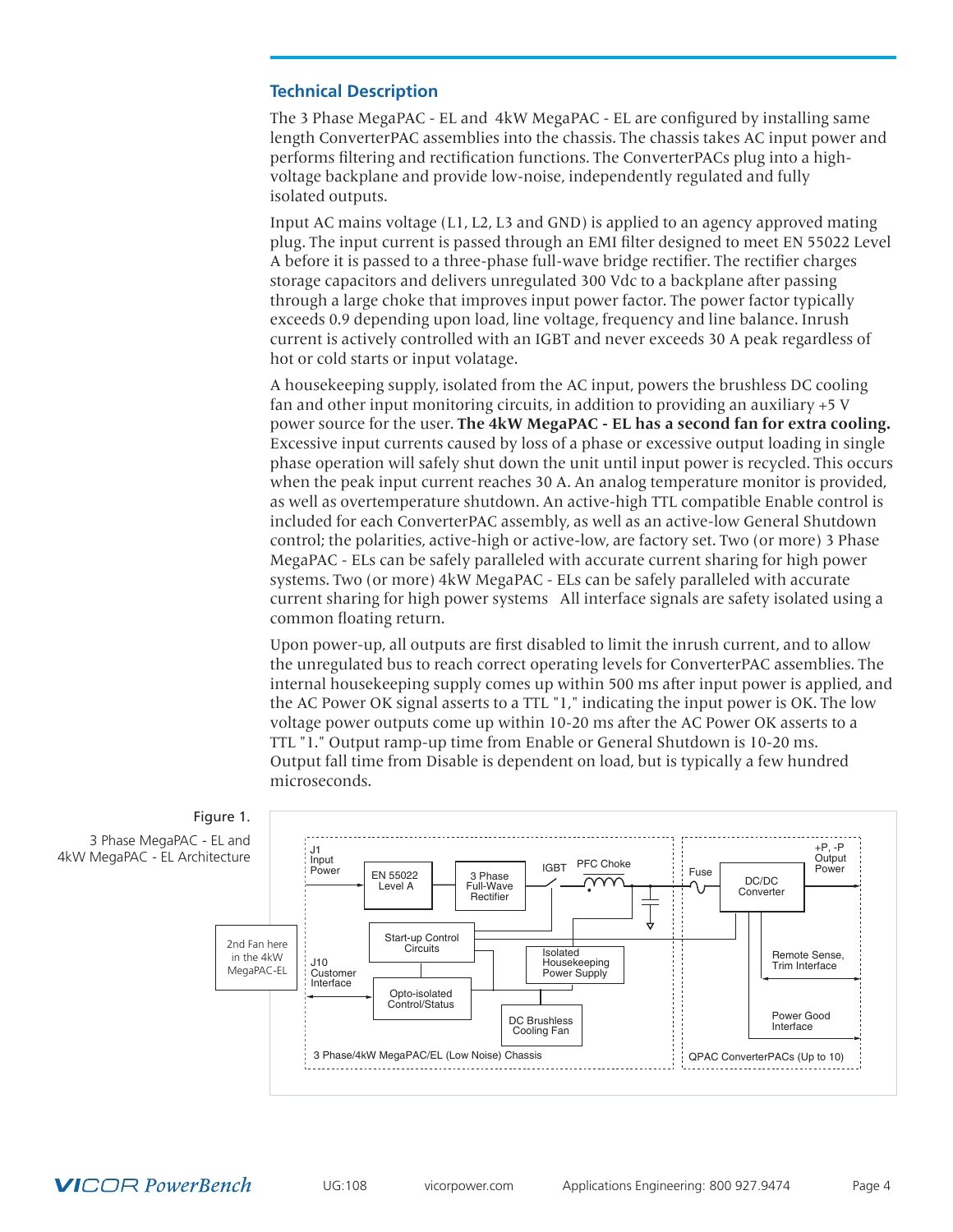## Technical Description

The 3 Phase MegaPAC - EL and 4kW MegaPAC - EL are configured by installing same length ConverterPAC assemblies into the chassis. The chassis takes AC input power and performs filtering and rectification functions. The ConverterPACs plug into a high-voltage backplane and provide low-noise, independently regulated and fully isolated outputs.

Input AC mains voltage (L1, L2, L3 and GND) is applied to an agency approved mating plug. The input current is passed through an EMI filter designed to meet EN 55022 Level A before it is passed to a three-phase full-wave bridge rectifier. The rectifier charges storage capacitors and delivers unregulated 300 Vdc to a backplane after passing through a large choke that improves input power factor. The power factor typically exceeds 0.9 depending upon load, line voltage, frequency and line balance. Inrush current is actively controlled with an IGBT and never exceeds 30 A peak regardless of hot or cold starts or input volatage.

A housekeeping supply, isolated from the AC input, powers the brushless DC cooling fan and other input monitoring circuits, in addition to providing an auxiliary +5 V power source for the user. **The 4kW MegaPAC - EL has a second fan for extra cooling.** Excessive input currents caused by loss of a phase or excessive output loading in single phase operation will safely shut down the unit until input power is recycled. This occurs when the peak input current reaches 30 A. An analog temperature monitor is provided, as well as overtemperature shutdown. An active-high TTL compatible Enable control is included for each ConverterPAC assembly, as well as an active-low General Shutdown control; the polarities, active-high or active-low, are factory set. Two (or more) 3 Phase MegaPAC - ELs can be safely paralleled with accurate current sharing for high power systems. Two (or more) 4kW MegaPAC - ELs can be safely paralleled with accurate current sharing for high power systems All interface signals are safety isolated using a common floating return.

Upon power-up, all outputs are first disabled to limit the inrush current, and to allow the unregulated bus to reach correct operating levels for ConverterPAC assemblies. The internal housekeeping supply comes up within 500 ms after input power is applied, and the AC Power OK signal asserts to a TTL "1," indicating the input power is OK. The low voltage power outputs come up within 10-20 ms after the AC Power OK asserts to a TTL "1." Output ramp-up time from Enable or General Shutdown is 10-20 ms. Output fall time from Disable is dependent on load, but is typically a few hundred microseconds.

Figure 1.
3 Phase MegaPAC - EL and 4kW MegaPAC - EL Architecture

J1 Input Power · EN 55022 Level A · 3 Phase Full-Wave Rectifier · IGBT · PFC Choke · Fuse · DC/DC Converter · +P, -P Output Power · Start-up Control Circuits · Isolated Housekeeping Power Supply · J10 Customer Interface · Opto-isolated Control/Status · DC Brushless Cooling Fan · 2nd Fan here in the 4kW MegaPAC-EL · Remote Sense, Trim Interface · Power Good Interface · 3 Phase/4kW MegaPAC/EL (Low Noise) Chassis · QPAC ConverterPACs (Up to 10)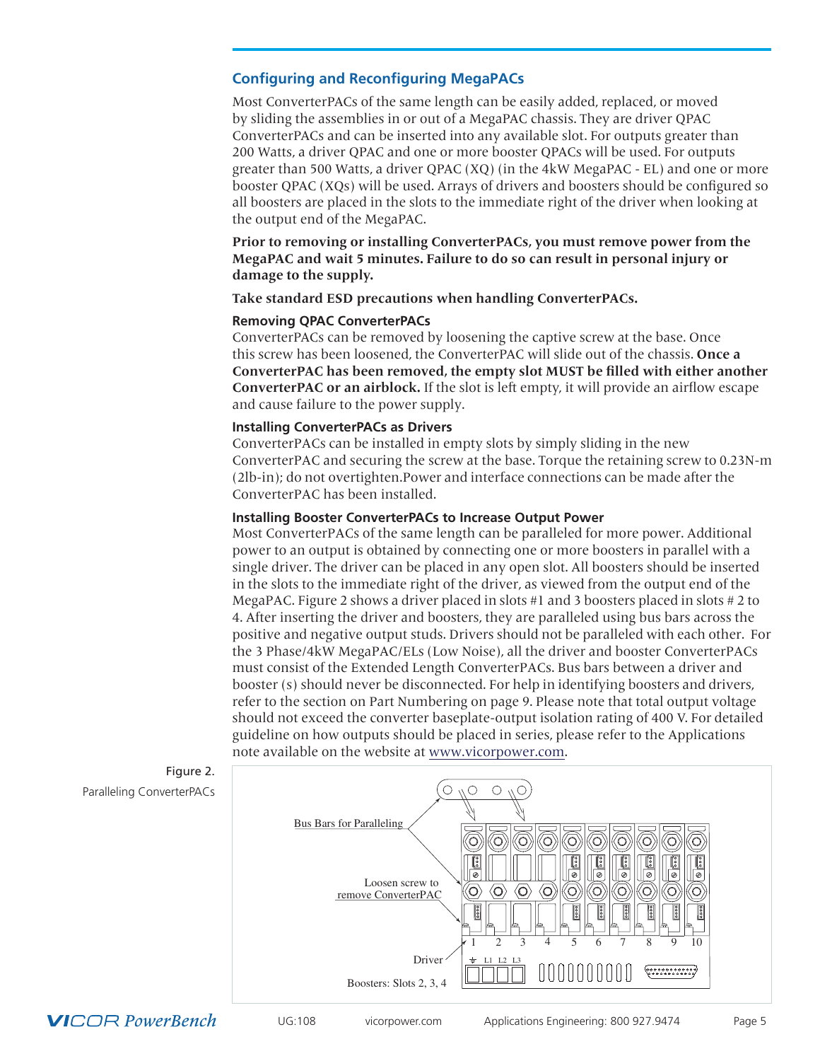## Configuring and Reconfiguring MegaPACs

Most ConverterPACs of the same length can be easily added, replaced, or moved by sliding the assemblies in or out of a MegaPAC chassis. They are driver QPAC ConverterPACs and can be inserted into any available slot. For outputs greater than 200 Watts, a driver QPAC and one or more booster QPACs will be used. For outputs greater than 500 Watts, a driver QPAC (XQ) (in the 4kW MegaPAC - EL) and one or more booster QPAC (XQs) will be used. Arrays of drivers and boosters should be configured so all boosters are placed in the slots to the immediate right of the driver when looking at the output end of the MegaPAC.

**Prior to removing or installing ConverterPACs, you must remove power from the MegaPAC and wait 5 minutes. Failure to do so can result in personal injury or damage to the supply.**

**Take standard ESD precautions when handling ConverterPACs.**

### Removing QPAC ConverterPACs

ConverterPACs can be removed by loosening the captive screw at the base. Once this screw has been loosened, the ConverterPAC will slide out of the chassis. **Once a ConverterPAC has been removed, the empty slot MUST be filled with either another ConverterPAC or an airblock.** If the slot is left empty, it will provide an airflow escape and cause failure to the power supply.

### Installing ConverterPACs as Drivers

ConverterPACs can be installed in empty slots by simply sliding in the new ConverterPAC and securing the screw at the base. Torque the retaining screw to 0.23N-m (2lb-in); do not overtighten.Power and interface connections can be made after the ConverterPAC has been installed.

### Installing Booster ConverterPACs to Increase Output Power

Most ConverterPACs of the same length can be paralleled for more power. Additional power to an output is obtained by connecting one or more boosters in parallel with a single driver. The driver can be placed in any open slot. All boosters should be inserted in the slots to the immediate right of the driver, as viewed from the output end of the MegaPAC. Figure 2 shows a driver placed in slots #1 and 3 boosters placed in slots # 2 to 4. After inserting the driver and boosters, they are paralleled using bus bars across the positive and negative output studs. Drivers should not be paralleled with each other. For the 3 Phase/4kW MegaPAC/ELs (Low Noise), all the driver and booster ConverterPACs must consist of the Extended Length ConverterPACs. Bus bars between a driver and booster (s) should never be disconnected. For help in identifying boosters and drivers, refer to the section on Part Numbering on page 9. Please note that total output voltage should not exceed the converter baseplate-output isolation rating of 400 V. For detailed guideline on how outputs should be placed in series, please refer to the Applications note available on the website at www.vicorpower.com.

Figure 2.
Paralleling ConverterPACs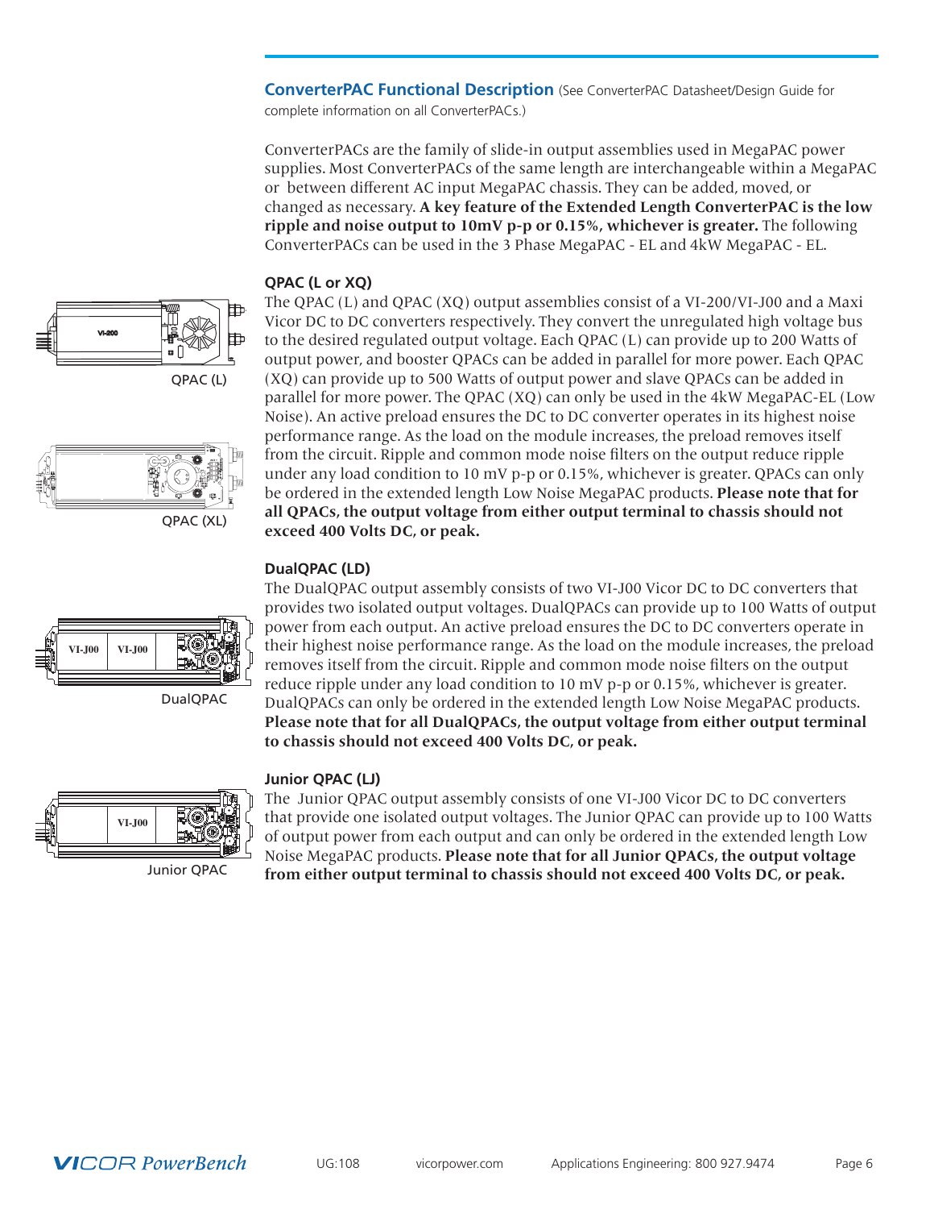## ConverterPAC Functional Description (See ConverterPAC Datasheet/Design Guide for complete information on all ConverterPACs.)

ConverterPACs are the family of slide-in output assemblies used in MegaPAC power supplies. Most ConverterPACs of the same length are interchangeable within a MegaPAC or between different AC input MegaPAC chassis. They can be added, moved, or changed as necessary. **A key feature of the Extended Length ConverterPAC is the low ripple and noise output to 10mV p-p or 0.15%, whichever is greater.** The following ConverterPACs can be used in the 3 Phase MegaPAC - EL and 4kW MegaPAC - EL.

### QPAC (L or XQ)

QPAC (L)

QPAC (XL)

The QPAC (L) and QPAC (XQ) output assemblies consist of a VI-200/VI-J00 and a Maxi Vicor DC to DC converters respectively. They convert the unregulated high voltage bus to the desired regulated output voltage. Each QPAC (L) can provide up to 200 Watts of output power, and booster QPACs can be added in parallel for more power. Each QPAC (XQ) can provide up to 500 Watts of output power and slave QPACs can be added in parallel for more power. The QPAC (XQ) can only be used in the 4kW MegaPAC-EL (Low Noise). An active preload ensures the DC to DC converter operates in its highest noise performance range. As the load on the module increases, the preload removes itself from the circuit. Ripple and common mode noise filters on the output reduce ripple under any load condition to 10 mV p-p or 0.15%, whichever is greater. QPACs can only be ordered in the extended length Low Noise MegaPAC products. **Please note that for all QPACs, the output voltage from either output terminal to chassis should not exceed 400 Volts DC, or peak.**

### DualQPAC (LD)

DualQPAC

The DualQPAC output assembly consists of two VI-J00 Vicor DC to DC converters that provides two isolated output voltages. DualQPACs can provide up to 100 Watts of output power from each output. An active preload ensures the DC to DC converters operate in their highest noise performance range. As the load on the module increases, the preload removes itself from the circuit. Ripple and common mode noise filters on the output reduce ripple under any load condition to 10 mV p-p or 0.15%, whichever is greater. DualQPACs can only be ordered in the extended length Low Noise MegaPAC products. **Please note that for all DualQPACs, the output voltage from either output terminal to chassis should not exceed 400 Volts DC, or peak.**

### Junior QPAC (LJ)

Junior QPAC

The Junior QPAC output assembly consists of one VI-J00 Vicor DC to DC converters that provide one isolated output voltages. The Junior QPAC can provide up to 100 Watts of output power from each output and can only be ordered in the extended length Low Noise MegaPAC products. **Please note that for all Junior QPACs, the output voltage from either output terminal to chassis should not exceed 400 Volts DC, or peak.**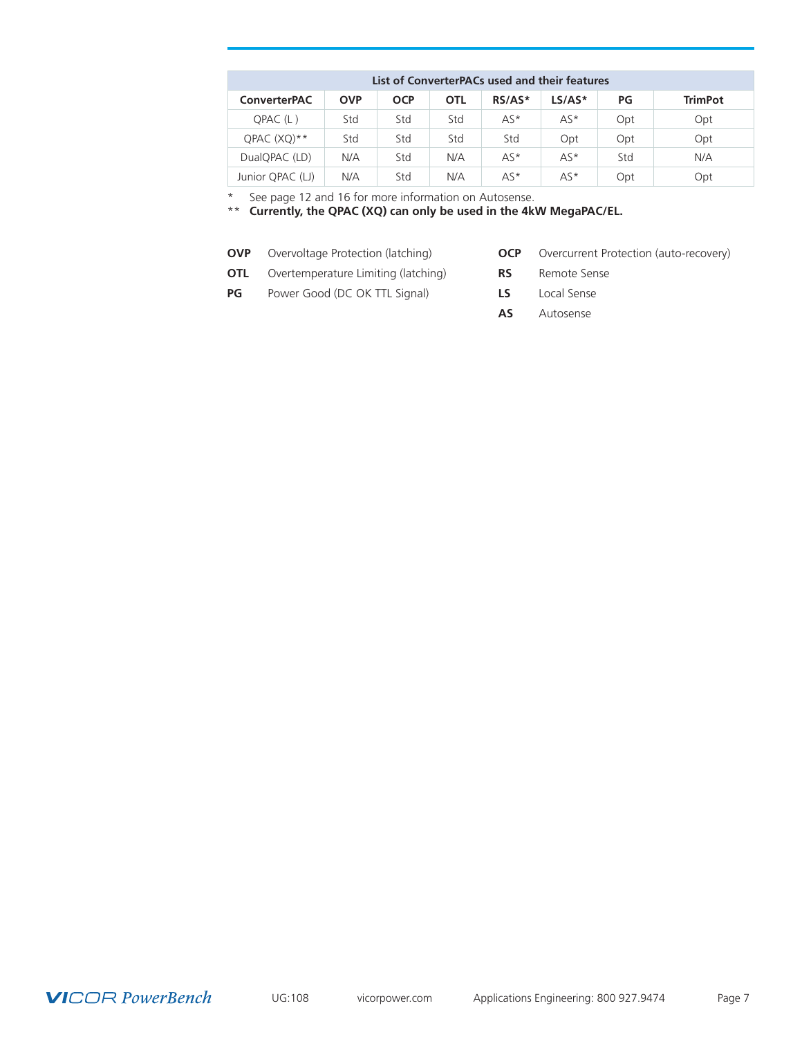| List of ConverterPACs used and their features | | | | | | | |
|---|---|---|---|---|---|---|---|
| **ConverterPAC** | **OVP** | **OCP** | **OTL** | **RS/AS*** | **LS/AS*** | **PG** | **TrimPot** |
| QPAC (L ) | Std | Std | Std | AS* | AS* | Opt | Opt |
| QPAC (XQ)** | Std | Std | Std | Std | Opt | Opt | Opt |
| DualQPAC (LD) | N/A | Std | N/A | AS* | AS* | Std | N/A |
| Junior QPAC (LJ) | N/A | Std | N/A | AS* | AS* | Opt | Opt |

\* See page 12 and 16 for more information on Autosense.

\*\* **Currently, the QPAC (XQ) can only be used in the 4kW MegaPAC/EL.**

**OVP** Overvoltage Protection (latching)

**OTL** Overtemperature Limiting (latching)

**PG** Power Good (DC OK TTL Signal)

**OCP** Overcurrent Protection (auto-recovery)

**RS** Remote Sense

**LS** Local Sense

**AS** Autosense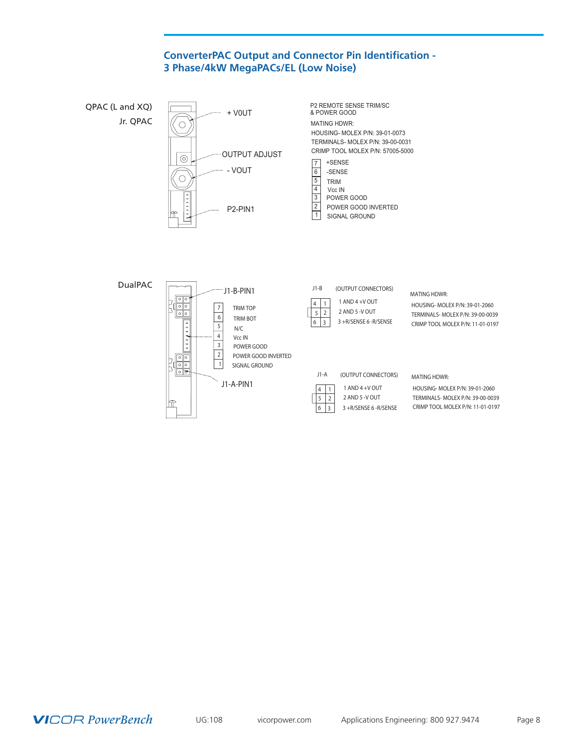## ConverterPAC Output and Connector Pin Identification - 3 Phase/4kW MegaPACs/EL (Low Noise)

**QPAC (L and XQ)**
**Jr. QPAC**

+ V0UT

OUTPUT ADJUST

- VOUT

P2-PIN1

P2 REMOTE SENSE TRIM/SC & POWER GOOD

MATING HDWR:
HOUSING- MOLEX P/N: 39-01-0073
TERMINALS- MOLEX P/N: 39-00-0031
CRIMP TOOL MOLEX P/N: 57005-5000

| Pin | Function |
|---|---|
| 7 | +SENSE |
| 6 | -SENSE |
| 5 | TRIM |
| 4 | Vcc IN |
| 3 | POWER GOOD |
| 2 | POWER GOOD INVERTED |
| 1 | SIGNAL GROUND |

**DualPAC**

J1-B-PIN1

| Pin | Function |
|---|---|
| 7 | TRIM TOP |
| 6 | TRIM BOT |
| 5 | N/C |
| 4 | Vcc IN |
| 3 | POWER GOOD |
| 2 | POWER GOOD INVERTED |
| 1 | SIGNAL GROUND |

J1-A-PIN1

J1-B (OUTPUT CONNECTORS)

| | | |
|---|---|---|
| 4 | 1 | 1 AND 4 +V OUT |
| 5 | 2 | 2 AND 5 -V OUT |
| 6 | 3 | 3 +R/SENSE 6 -R/SENSE |

MATING HDWR:
HOUSING- MOLEX P/N: 39-01-2060
TERMINALS- MOLEX P/N: 39-00-0039
CRIMP TOOL MOLEX P/N: 11-01-0197

J1-A (OUTPUT CONNECTORS)

| | | |
|---|---|---|
| 4 | 1 | 1 AND 4 +V OUT |
| 5 | 2 | 2 AND 5 -V OUT |
| 6 | 3 | 3 +R/SENSE 6 -R/SENSE |

MATING HDWR:
HOUSING- MOLEX P/N: 39-01-2060
TERMINALS- MOLEX P/N: 39-00-0039
CRIMP TOOL MOLEX P/N: 11-01-0197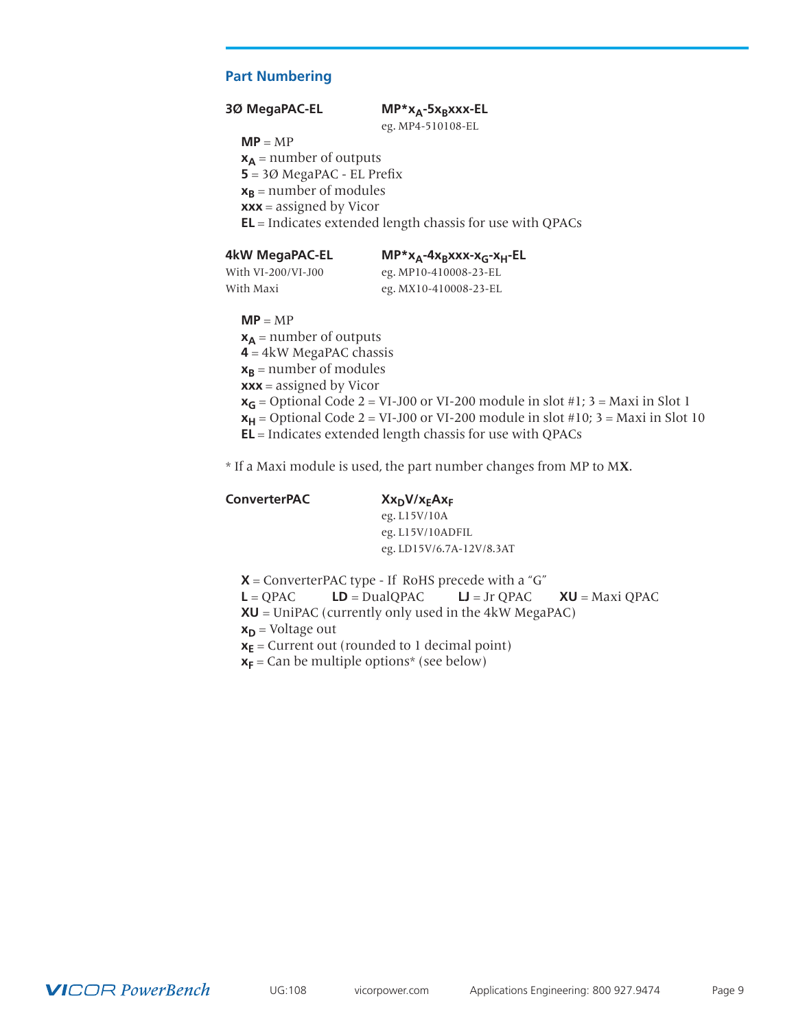## Part Numbering

**3Ø MegaPAC-EL** **MP*$x_A$-5$x_B$xxx-EL**

eg. MP4-510108-EL

- **MP** = MP
- **$x_A$** = number of outputs
- **5** = 3Ø MegaPAC - EL Prefix
- **$x_B$** = number of modules
- **xxx** = assigned by Vicor
- **EL** = Indicates extended length chassis for use with QPACs

**4kW MegaPAC-EL** **MP*$x_A$-4$x_B$xxx-$x_G$-$x_H$-EL**

With VI-200/VI-J00 eg. MP10-410008-23-EL

With Maxi eg. MX10-410008-23-EL

- **MP** = MP
- **$x_A$** = number of outputs
- **4** = 4kW MegaPAC chassis
- **$x_B$** = number of modules
- **xxx** = assigned by Vicor
- **$x_G$** = Optional Code 2 = VI-J00 or VI-200 module in slot #1; 3 = Maxi in Slot 1
- **$x_H$** = Optional Code 2 = VI-J00 or VI-200 module in slot #10; 3 = Maxi in Slot 10
- **EL** = Indicates extended length chassis for use with QPACs

* If a Maxi module is used, the part number changes from MP to M**X**.

**ConverterPAC** **X$x_D$V/$x_E$A$x_F$**

eg. L15V/10A

eg. L15V/10ADFIL

eg. LD15V/6.7A-12V/8.3AT

- **X** = ConverterPAC type - If RoHS precede with a "G"
- **L** = QPAC **LD** = DualQPAC **LJ** = Jr QPAC **XU** = Maxi QPAC
- **XU** = UniPAC (currently only used in the 4kW MegaPAC)
- **$x_D$** = Voltage out
- **$x_E$** = Current out (rounded to 1 decimal point)
- **$x_F$** = Can be multiple options* (see below)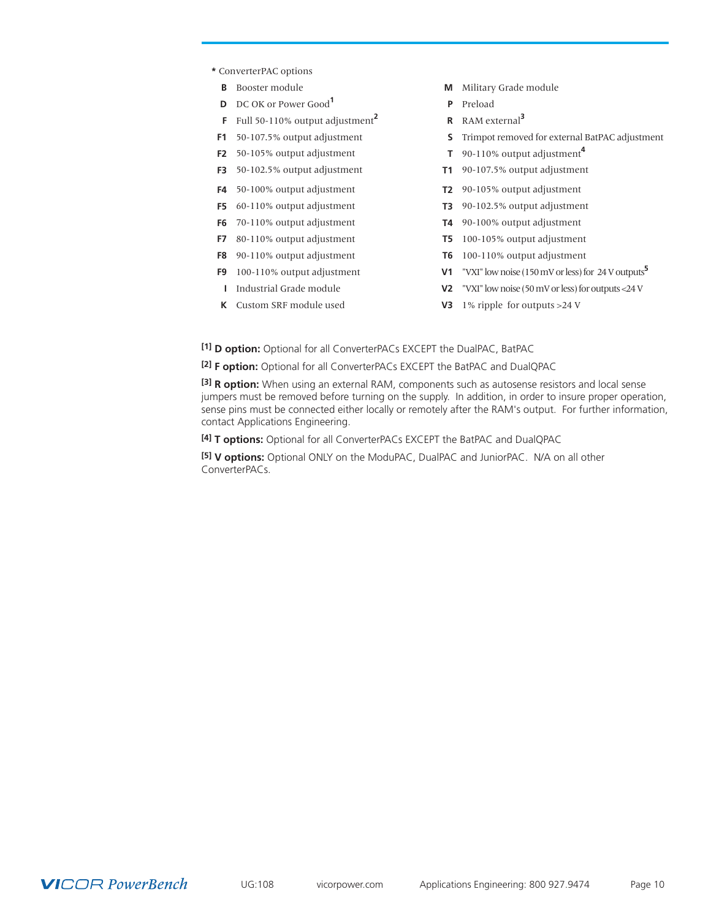**\*** ConverterPAC options

| Code | Option | Code | Option |
|---|---|---|---|
| **B** | Booster module | **M** | Military Grade module |
| **D** | DC OK or Power Good[1] | **P** | Preload |
| **F** | Full 50-110% output adjustment[2] | **R** | RAM external[3] |
| **F1** | 50-107.5% output adjustment | **S** | Trimpot removed for external BatPAC adjustment |
| **F2** | 50-105% output adjustment | **T** | 90-110% output adjustment[4] |
| **F3** | 50-102.5% output adjustment | **T1** | 90-107.5% output adjustment |
| **F4** | 50-100% output adjustment | **T2** | 90-105% output adjustment |
| **F5** | 60-110% output adjustment | **T3** | 90-102.5% output adjustment |
| **F6** | 70-110% output adjustment | **T4** | 90-100% output adjustment |
| **F7** | 80-110% output adjustment | **T5** | 100-105% output adjustment |
| **F8** | 90-110% output adjustment | **T6** | 100-110% output adjustment |
| **F9** | 100-110% output adjustment | **V1** | "VXI" low noise (150 mV or less) for 24 V outputs[5] |
| **I** | Industrial Grade module | **V2** | "VXI" low noise (50 mV or less) for outputs <24 V |
| **K** | Custom SRF module used | **V3** | 1% ripple for outputs >24 V |

[1] **D option:** Optional for all ConverterPACs EXCEPT the DualPAC, BatPAC

[2] **F option:** Optional for all ConverterPACs EXCEPT the BatPAC and DualQPAC

[3] **R option:** When using an external RAM, components such as autosense resistors and local sense jumpers must be removed before turning on the supply. In addition, in order to insure proper operation, sense pins must be connected either locally or remotely after the RAM's output. For further information, contact Applications Engineering.

[4] **T options:** Optional for all ConverterPACs EXCEPT the BatPAC and DualQPAC

[5] **V options:** Optional ONLY on the ModuPAC, DualPAC and JuniorPAC. N/A on all other ConverterPACs.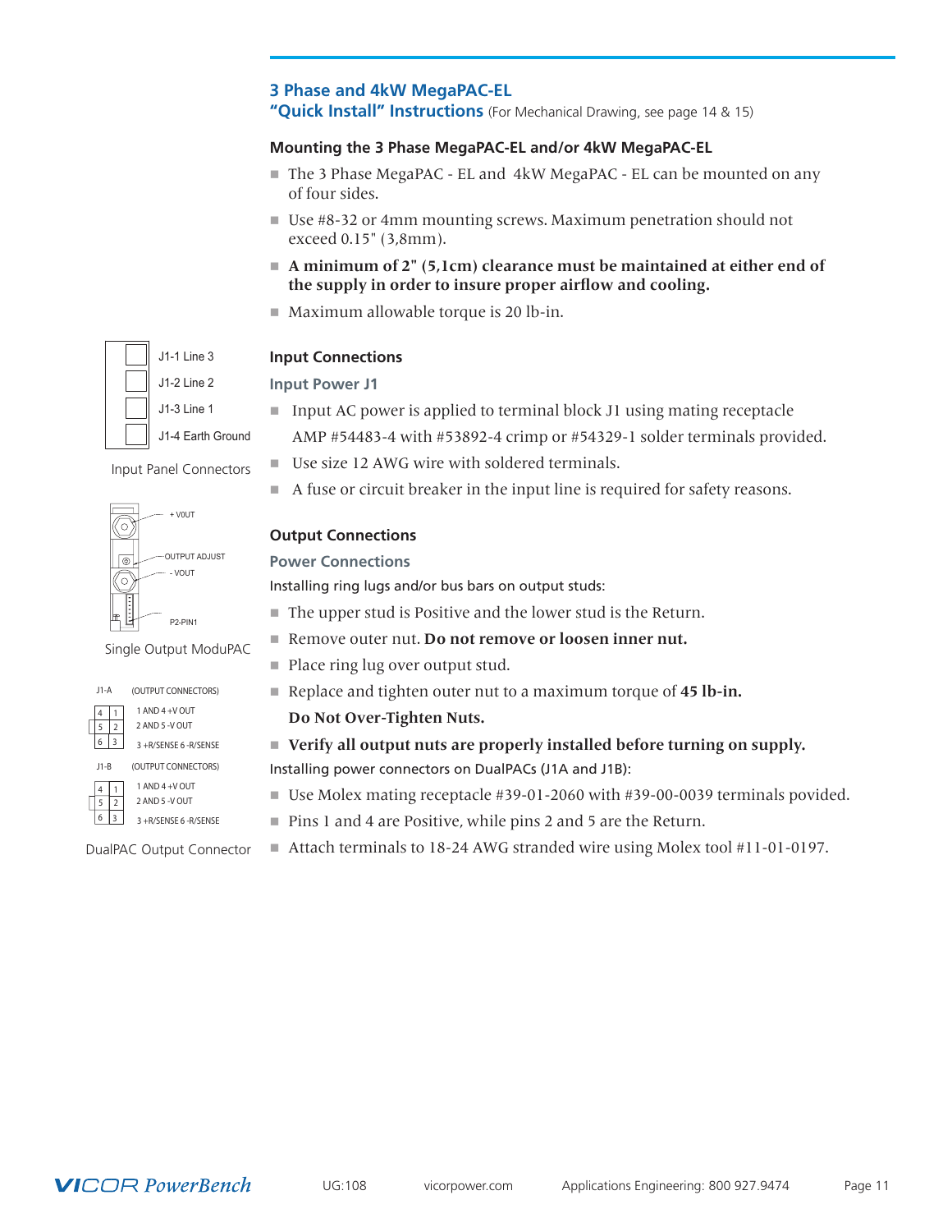## 3 Phase and 4kW MegaPAC-EL
## "Quick Install" Instructions (For Mechanical Drawing, see page 14 & 15)

### Mounting the 3 Phase MegaPAC-EL and/or 4kW MegaPAC-EL

- The 3 Phase MegaPAC - EL and 4kW MegaPAC - EL can be mounted on any of four sides.
- Use #8-32 or 4mm mounting screws. Maximum penetration should not exceed 0.15" (3,8mm).
- **A minimum of 2" (5,1cm) clearance must be maintained at either end of the supply in order to insure proper airflow and cooling.**
- Maximum allowable torque is 20 lb-in.

J1-1 Line 3
J1-2 Line 2
J1-3 Line 1
J1-4 Earth Ground

Input Panel Connectors

### Input Connections

#### Input Power J1

- Input AC power is applied to terminal block J1 using mating receptacle AMP #54483-4 with #53892-4 crimp or #54329-1 solder terminals provided.
- Use size 12 AWG wire with soldered terminals.
- A fuse or circuit breaker in the input line is required for safety reasons.

+ VOUT
OUTPUT ADJUST
- VOUT
P2-PIN1

Single Output ModuPAC

### Output Connections

#### Power Connections

Installing ring lugs and/or bus bars on output studs:

- The upper stud is Positive and the lower stud is the Return.
- Remove outer nut. **Do not remove or loosen inner nut.**
- Place ring lug over output stud.
- Replace and tighten outer nut to a maximum torque of **45 lb-in.**

  **Do Not Over-Tighten Nuts.**
- **Verify all output nuts are properly installed before turning on supply.**

J1-A (OUTPUT CONNECTORS)
1 AND 4 +V OUT
2 AND 5 -V OUT
3 +R/SENSE 6 -R/SENSE

J1-B (OUTPUT CONNECTORS)
1 AND 4 +V OUT
2 AND 5 -V OUT
3 +R/SENSE 6 -R/SENSE

DualPAC Output Connector

Installing power connectors on DualPACs (J1A and J1B):

- Use Molex mating receptacle #39-01-2060 with #39-00-0039 terminals povided.
- Pins 1 and 4 are Positive, while pins 2 and 5 are the Return.
- Attach terminals to 18-24 AWG stranded wire using Molex tool #11-01-0197.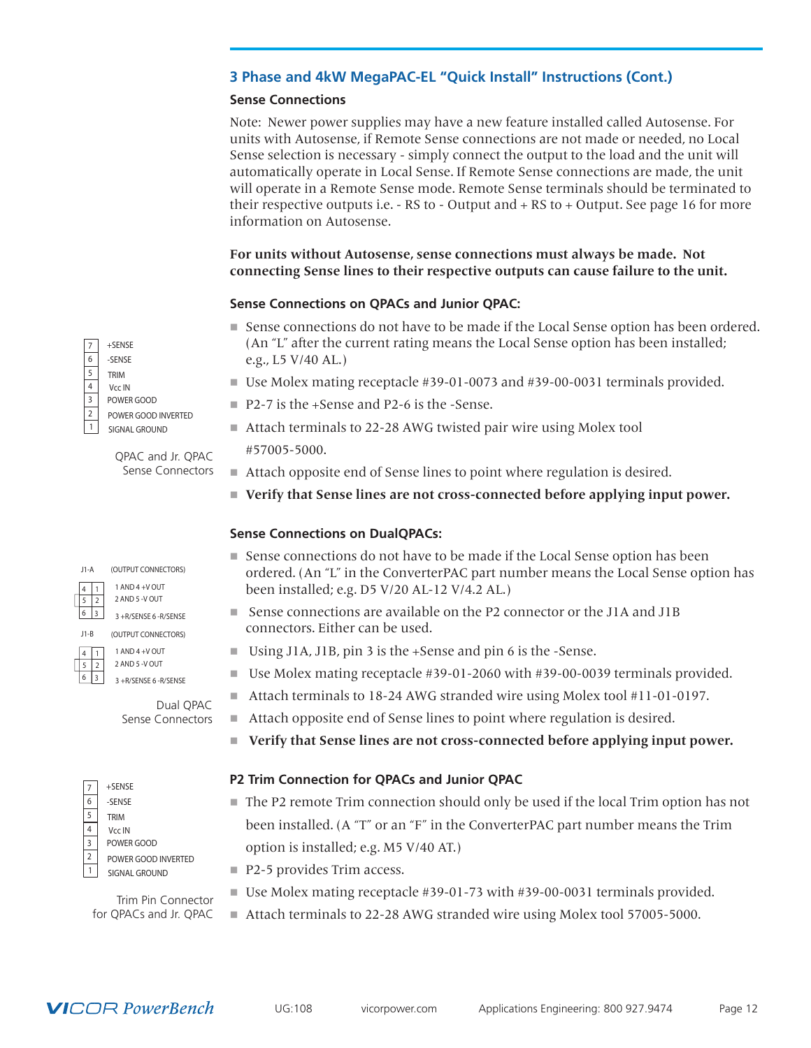## 3 Phase and 4kW MegaPAC-EL "Quick Install" Instructions (Cont.)

### Sense Connections

Note: Newer power supplies may have a new feature installed called Autosense. For units with Autosense, if Remote Sense connections are not made or needed, no Local Sense selection is necessary - simply connect the output to the load and the unit will automatically operate in Local Sense. If Remote Sense connections are made, the unit will operate in a Remote Sense mode. Remote Sense terminals should be terminated to their respective outputs i.e. - RS to - Output and + RS to + Output. See page 16 for more information on Autosense.

**For units without Autosense, sense connections must always be made. Not connecting Sense lines to their respective outputs can cause failure to the unit.**

### Sense Connections on QPACs and Junior QPAC:

| Pin | Function |
| --- | --- |
| 7 | +SENSE |
| 6 | -SENSE |
| 5 | TRIM |
| 4 | Vcc IN |
| 3 | POWER GOOD |
| 2 | POWER GOOD INVERTED |
| 1 | SIGNAL GROUND |

QPAC and Jr. QPAC Sense Connectors

- Sense connections do not have to be made if the Local Sense option has been ordered. (An "L" after the current rating means the Local Sense option has been installed; e.g., L5 V/40 AL.)
- Use Molex mating receptacle #39-01-0073 and #39-00-0031 terminals provided.
- P2-7 is the +Sense and P2-6 is the -Sense.
- Attach terminals to 22-28 AWG twisted pair wire using Molex tool #57005-5000.
- Attach opposite end of Sense lines to point where regulation is desired.
- **Verify that Sense lines are not cross-connected before applying input power.**

### Sense Connections on DualQPACs:

J1-A (OUTPUT CONNECTORS)

| Pins | Function |
| --- | --- |
| 1 AND 4 | +V OUT |
| 2 AND 5 | -V OUT |
| 3 / 6 | +R/SENSE / -R/SENSE |

J1-B (OUTPUT CONNECTORS)

| Pins | Function |
| --- | --- |
| 1 AND 4 | +V OUT |
| 2 AND 5 | -V OUT |
| 3 / 6 | +R/SENSE / -R/SENSE |

Dual QPAC Sense Connectors

- Sense connections do not have to be made if the Local Sense option has been ordered. (An "L" in the ConverterPAC part number means the Local Sense option has been installed; e.g. D5 V/20 AL-12 V/4.2 AL.)
- Sense connections are available on the P2 connector or the J1A and J1B connectors. Either can be used.
- Using J1A, J1B, pin 3 is the +Sense and pin 6 is the -Sense.
- Use Molex mating receptacle #39-01-2060 with #39-00-0039 terminals provided.
- Attach terminals to 18-24 AWG stranded wire using Molex tool #11-01-0197.
- Attach opposite end of Sense lines to point where regulation is desired.
- **Verify that Sense lines are not cross-connected before applying input power.**

### P2 Trim Connection for QPACs and Junior QPAC

| Pin | Function |
| --- | --- |
| 7 | +SENSE |
| 6 | -SENSE |
| 5 | TRIM |
| 4 | Vcc IN |
| 3 | POWER GOOD |
| 2 | POWER GOOD INVERTED |
| 1 | SIGNAL GROUND |

Trim Pin Connector for QPACs and Jr. QPAC

- The P2 remote Trim connection should only be used if the local Trim option has not been installed. (A "T" or an "F" in the ConverterPAC part number means the Trim option is installed; e.g. M5 V/40 AT.)
- P2-5 provides Trim access.
- Use Molex mating receptacle #39-01-73 with #39-00-0031 terminals provided.
- Attach terminals to 22-28 AWG stranded wire using Molex tool 57005-5000.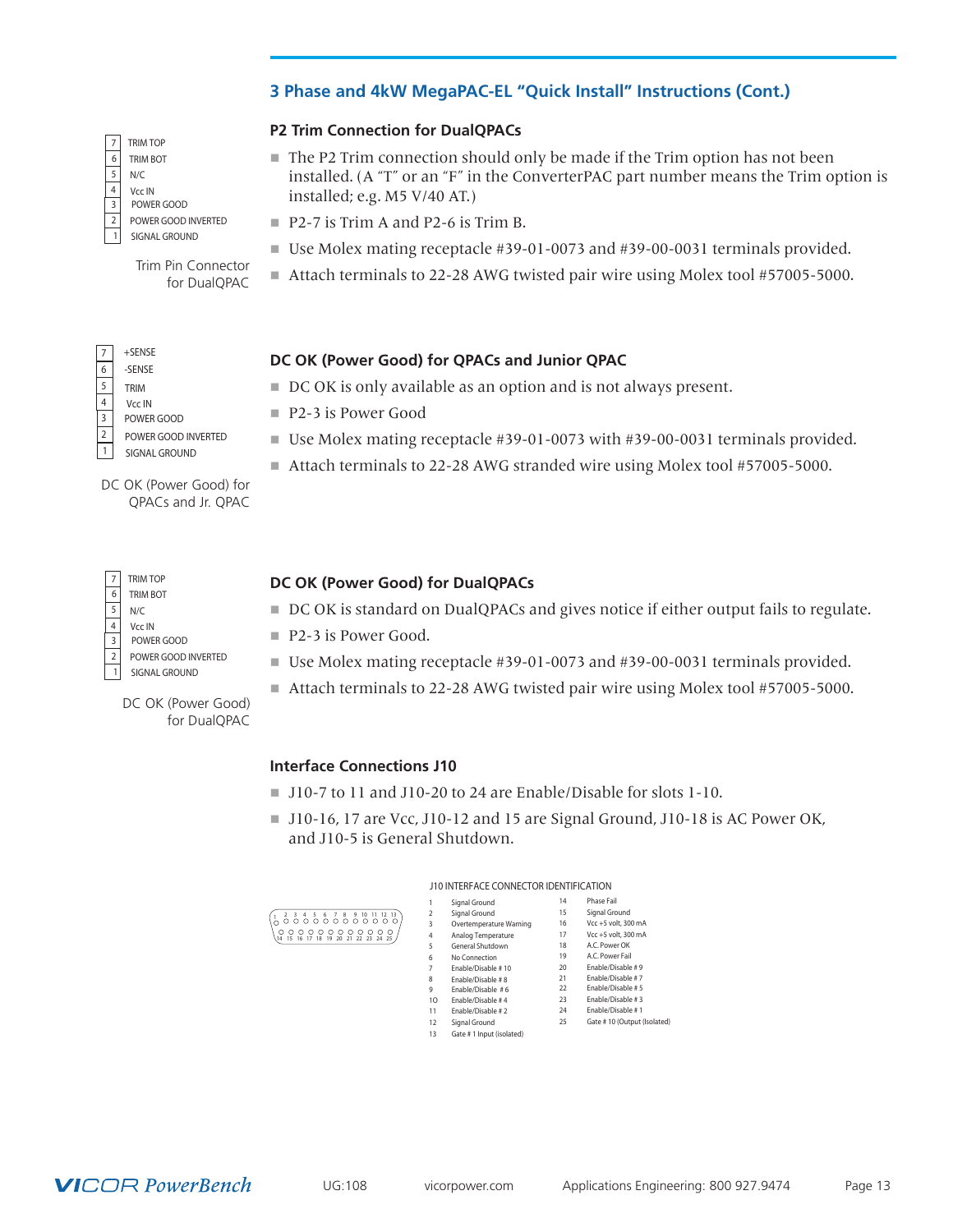## 3 Phase and 4kW MegaPAC-EL "Quick Install" Instructions (Cont.)

| Pin | Function |
|---|---|
| 7 | TRIM TOP |
| 6 | TRIM BOT |
| 5 | N/C |
| 4 | Vcc IN |
| 3 | POWER GOOD |
| 2 | POWER GOOD INVERTED |
| 1 | SIGNAL GROUND |

Trim Pin Connector for DualQPAC

### P2 Trim Connection for DualQPACs

- The P2 Trim connection should only be made if the Trim option has not been installed. (A "T" or an "F" in the ConverterPAC part number means the Trim option is installed; e.g. M5 V/40 AT.)
- P2-7 is Trim A and P2-6 is Trim B.
- Use Molex mating receptacle #39-01-0073 and #39-00-0031 terminals provided.
- Attach terminals to 22-28 AWG twisted pair wire using Molex tool #57005-5000.

| Pin | Function |
|---|---|
| 7 | +SENSE |
| 6 | -SENSE |
| 5 | TRIM |
| 4 | Vcc IN |
| 3 | POWER GOOD |
| 2 | POWER GOOD INVERTED |
| 1 | SIGNAL GROUND |

DC OK (Power Good) for QPACs and Jr. QPAC

### DC OK (Power Good) for QPACs and Junior QPAC

- DC OK is only available as an option and is not always present.
- P2-3 is Power Good
- Use Molex mating receptacle #39-01-0073 with #39-00-0031 terminals provided.
- Attach terminals to 22-28 AWG stranded wire using Molex tool #57005-5000.

| Pin | Function |
|---|---|
| 7 | TRIM TOP |
| 6 | TRIM BOT |
| 5 | N/C |
| 4 | Vcc IN |
| 3 | POWER GOOD |
| 2 | POWER GOOD INVERTED |
| 1 | SIGNAL GROUND |

DC OK (Power Good) for DualQPAC

### DC OK (Power Good) for DualQPACs

- DC OK is standard on DualQPACs and gives notice if either output fails to regulate.
- P2-3 is Power Good.
- Use Molex mating receptacle #39-01-0073 and #39-00-0031 terminals provided.
- Attach terminals to 22-28 AWG twisted pair wire using Molex tool #57005-5000.

### Interface Connections J10

- J10-7 to 11 and J10-20 to 24 are Enable/Disable for slots 1-10.
- J10-16, 17 are Vcc, J10-12 and 15 are Signal Ground, J10-18 is AC Power OK, and J10-5 is General Shutdown.

J10 INTERFACE CONNECTOR IDENTIFICATION

| Pin | Function | Pin | Function |
|---|---|---|---|
| 1 | Signal Ground | 14 | Phase Fail |
| 2 | Signal Ground | 15 | Signal Ground |
| 3 | Overtemperature Warning | 16 | Vcc +5 volt, 300 mA |
| 4 | Analog Temperature | 17 | Vcc +5 volt, 300 mA |
| 5 | General Shutdown | 18 | A.C. Power OK |
| 6 | No Connection | 19 | A.C. Power Fail |
| 7 | Enable/Disable # 10 | 20 | Enable/Disable # 9 |
| 8 | Enable/Disable # 8 | 21 | Enable/Disable # 7 |
| 9 | Enable/Disable # 6 | 22 | Enable/Disable # 5 |
| 10 | Enable/Disable # 4 | 23 | Enable/Disable # 3 |
| 11 | Enable/Disable # 2 | 24 | Enable/Disable # 1 |
| 12 | Signal Ground | 25 | Gate # 10 (Output (Isolated) |
| 13 | Gate # 1 Input (Isolated) | | |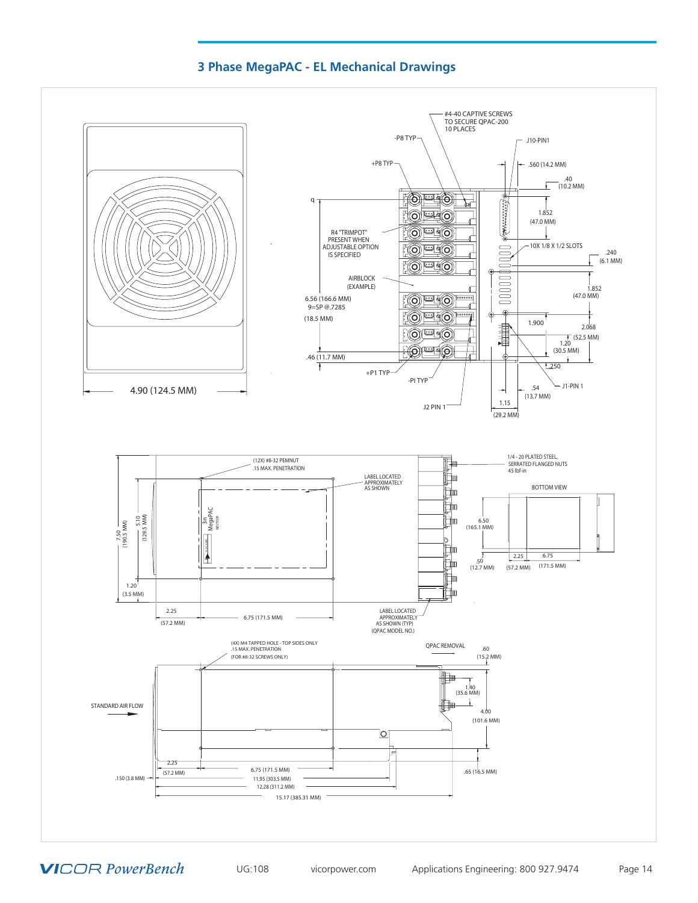## 3 Phase MegaPAC - EL Mechanical Drawings

#4-40 CAPTIVE SCREWS TO SECURE QPAC-200 10 PLACES

-P8 TYP

J10-PIN1

+P8 TYP

.560 (14.2 MM)

.40 (10.2 MM)

1.852 (47.0 MM)

R4 "TRIMPOT" PRESENT WHEN ADJUSTABLE OPTION IS SPECIFIED

10X 1/8 X 1/2 SLOTS

.240 (6.1 MM)

AIRBLOCK (EXAMPLE)

1.852 (47.0 MM)

6.56 (166.6 MM) 9=SP @.7285

(18.5 MM)

1.900

2.068 (52.5 MM)

1.20 (30.5 MM)

.46 (11.7 MM)

.250

+P1 TYP

-PI TYP

J1-PIN 1

.54 (13.7 MM)

4.90 (124.5 MM)

1.15 (29.2 MM)

J2 PIN 1

(12X) #8-32 PEMNUT .15 MAX. PENETRATION

LABEL LOCATED APPROXIMATELY AS SHOWN

1/4 - 20 PLATED STEEL, SERRATED FLANGED NUTS 45 lbf-in

BOTTOM VIEW

7.50 (190.5 MM)

5.10 (129.5 MM)

6.50 (165.1 MM)

.50 (12.7 MM)

2.25 (57.2 MM)

6.75 (171.5 MM)

1.20 (3.5 MM)

2.25 (57.2 MM)

6.75 (171.5 MM)

LABEL LOCATED APPROXIMATELY AS SHOWN (TYP) (QPAC MODEL NO.)

(4X) M4 TAPPED HOLE - TOP SIDES ONLY .15 MAX. PENETRATION (FOR #8-32 SCREWS ONLY)

QPAC REMOVAL

.60 (15.2 MM)

1.40 (35.6 MM)

STANDARD AIR FLOW

4.00 (101.6 MM)

2.25 (57.2 MM)

6.75 (171.5 MM)

.65 (16.5 MM)

.150 (3.8 MM)

11.95 (303.5 MM)

12.28 (311.2 MM)

15.17 (385.31 MM)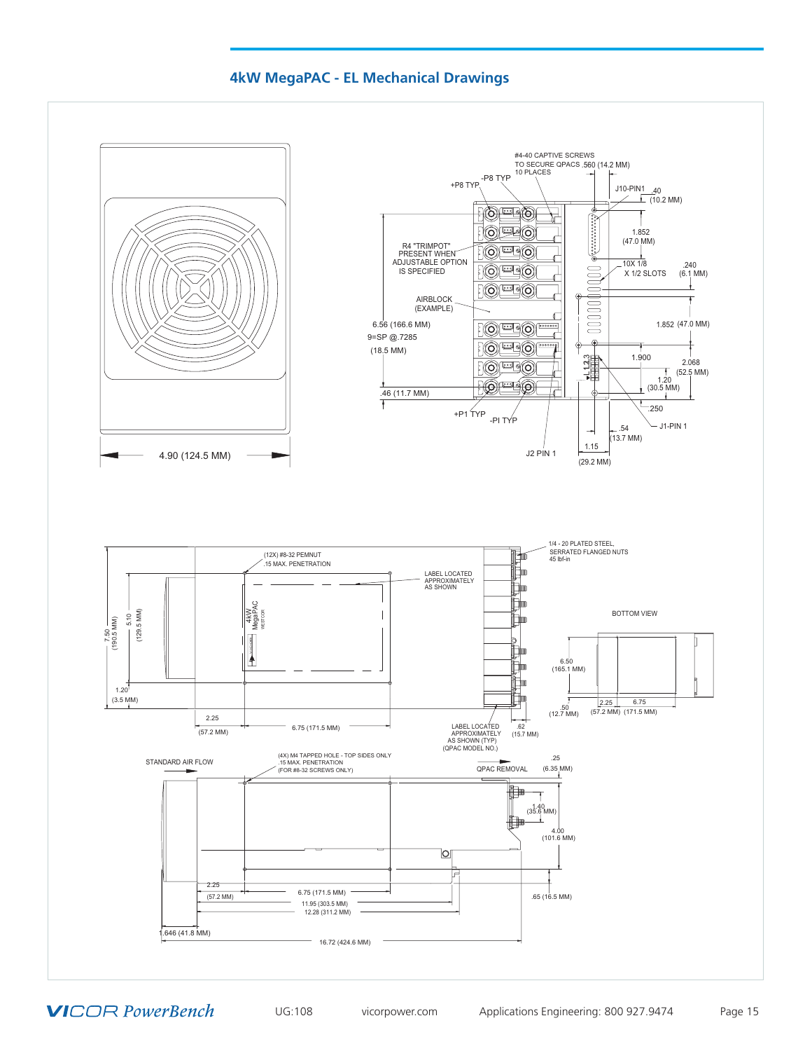## 4kW MegaPAC - EL Mechanical Drawings

#4-40 CAPTIVE SCREWS TO SECURE QPACS 10 PLACES

.560 (14.2 MM)

+P8 TYP

-P8 TYP

J10-PIN1

.40 (10.2 MM)

R4 "TRIMPOT" PRESENT WHEN ADJUSTABLE OPTION IS SPECIFIED

1.852 (47.0 MM)

10X 1/8 X 1/2 SLOTS

.240 (6.1 MM)

AIRBLOCK (EXAMPLE)

6.56 (166.6 MM)

9=SP @.7285 (18.5 MM)

1.852 (47.0 MM)

1.900

2.068 (52.5 MM)

1.20 (30.5 MM)

.46 (11.7 MM)

.250

+P1 TYP

-PI TYP

J1-PIN 1

.54 (13.7 MM)

1.15 (29.2 MM)

J2 PIN 1

4.90 (124.5 MM)

(12X) #8-32 PEMNUT .15 MAX. PENETRATION

LABEL LOCATED APPROXIMATELY AS SHOWN

1/4 - 20 PLATED STEEL, SERRATED FLANGED NUTS 45 lbf-in

BOTTOM VIEW

7.50 (190.5 MM)

5.10 (129.5 MM)

1.20 (3.5 MM)

6.50 (165.1 MM)

2.25 (57.2 MM)

6.75 (171.5 MM)

LABEL LOCATED APPROXIMATELY AS SHOWN (TYP) (QPAC MODEL NO.)

.62 (15.7 MM)

.50 (12.7 MM)

2.25 (57.2 MM)

6.75 (171.5 MM)

STANDARD AIR FLOW

(4X) M4 TAPPED HOLE - TOP SIDES ONLY .15 MAX. PENETRATION (FOR #8-32 SCREWS ONLY)

QPAC REMOVAL

.25 (6.35 MM)

1.40 (35.6 MM)

4.00 (101.6 MM)

2.25 (57.2 MM)

6.75 (171.5 MM)

11.95 (303.5 MM)

12.28 (311.2 MM)

.65 (16.5 MM)

1.646 (41.8 MM)

16.72 (424.6 MM)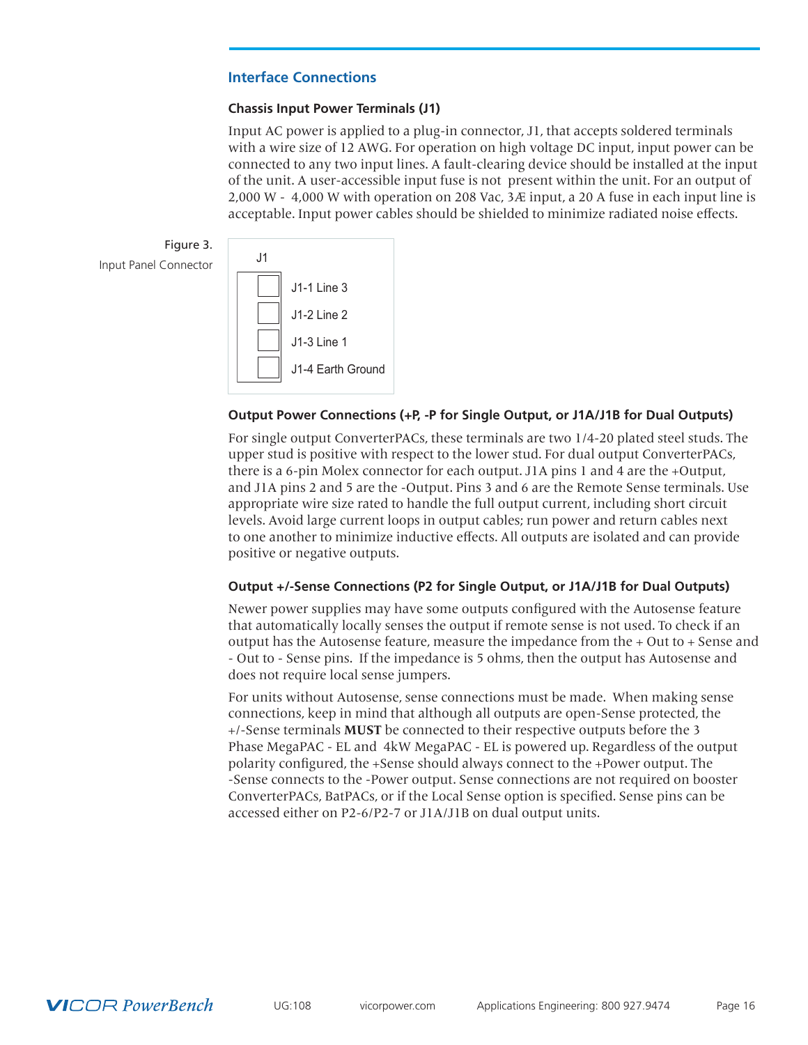## Interface Connections

### Chassis Input Power Terminals (J1)

Input AC power is applied to a plug-in connector, J1, that accepts soldered terminals with a wire size of 12 AWG. For operation on high voltage DC input, input power can be connected to any two input lines. A fault-clearing device should be installed at the input of the unit. A user-accessible input fuse is not present within the unit. For an output of 2,000 W - 4,000 W with operation on 208 Vac, 3Æ input, a 20 A fuse in each input line is acceptable. Input power cables should be shielded to minimize radiated noise effects.

Figure 3.
Input Panel Connector

| J1 |
| --- |
| J1-1 Line 3 |
| J1-2 Line 2 |
| J1-3 Line 1 |
| J1-4 Earth Ground |

### Output Power Connections (+P, -P for Single Output, or J1A/J1B for Dual Outputs)

For single output ConverterPACs, these terminals are two 1/4-20 plated steel studs. The upper stud is positive with respect to the lower stud. For dual output ConverterPACs, there is a 6-pin Molex connector for each output. J1A pins 1 and 4 are the +Output, and J1A pins 2 and 5 are the -Output. Pins 3 and 6 are the Remote Sense terminals. Use appropriate wire size rated to handle the full output current, including short circuit levels. Avoid large current loops in output cables; run power and return cables next to one another to minimize inductive effects. All outputs are isolated and can provide positive or negative outputs.

### Output +/-Sense Connections (P2 for Single Output, or J1A/J1B for Dual Outputs)

Newer power supplies may have some outputs configured with the Autosense feature that automatically locally senses the output if remote sense is not used. To check if an output has the Autosense feature, measure the impedance from the + Out to + Sense and - Out to - Sense pins. If the impedance is 5 ohms, then the output has Autosense and does not require local sense jumpers.

For units without Autosense, sense connections must be made. When making sense connections, keep in mind that although all outputs are open-Sense protected, the +/-Sense terminals **MUST** be connected to their respective outputs before the 3 Phase MegaPAC - EL and 4kW MegaPAC - EL is powered up. Regardless of the output polarity configured, the +Sense should always connect to the +Power output. The -Sense connects to the -Power output. Sense connections are not required on booster ConverterPACs, BatPACs, or if the Local Sense option is specified. Sense pins can be accessed either on P2-6/P2-7 or J1A/J1B on dual output units.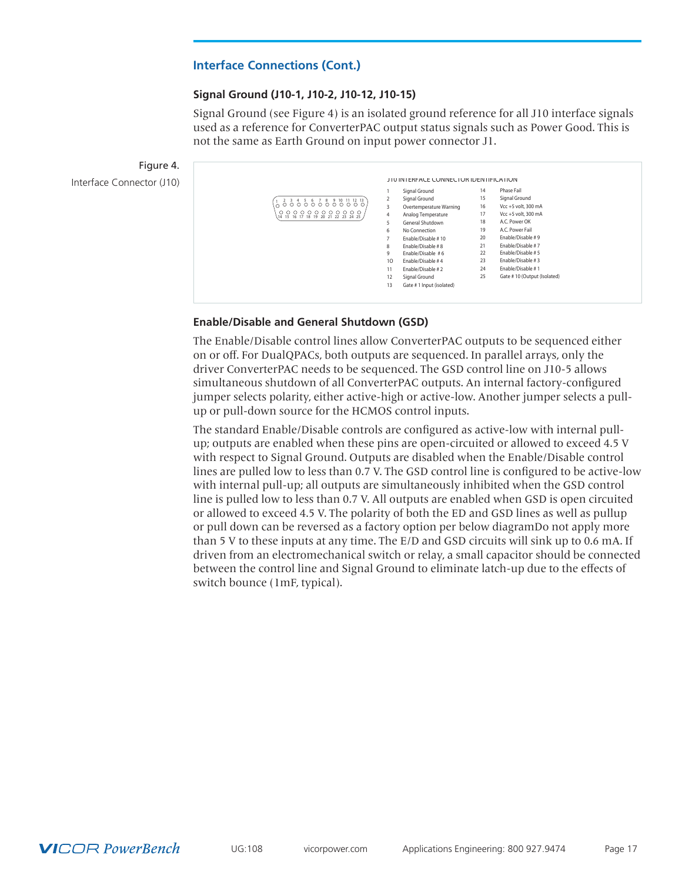## Interface Connections (Cont.)

### Signal Ground (J10-1, J10-2, J10-12, J10-15)

Signal Ground (see Figure 4) is an isolated ground reference for all J10 interface signals used as a reference for ConverterPAC output status signals such as Power Good. This is not the same as Earth Ground on input power connector J1.

Figure 4.
Interface Connector (J10)

J10 INTERFACE CONNECTOR IDENTIFICATION

| Pin | Function | Pin | Function |
|---|---|---|---|
| 1 | Signal Ground | 14 | Phase Fail |
| 2 | Signal Ground | 15 | Signal Ground |
| 3 | Overtemperature Warning | 16 | Vcc +5 volt, 300 mA |
| 4 | Analog Temperature | 17 | Vcc +5 volt, 300 mA |
| 5 | General Shutdown | 18 | A.C. Power OK |
| 6 | No Connection | 19 | A.C. Power Fail |
| 7 | Enable/Disable # 10 | 20 | Enable/Disable # 9 |
| 8 | Enable/Disable # 8 | 21 | Enable/Disable # 7 |
| 9 | Enable/Disable # 6 | 22 | Enable/Disable # 5 |
| 10 | Enable/Disable # 4 | 23 | Enable/Disable # 3 |
| 11 | Enable/Disable # 2 | 24 | Enable/Disable # 1 |
| 12 | Signal Ground | 25 | Gate # 10 (Output (Isolated) |
| 13 | Gate # 1 Input (Isolated) | | |

### Enable/Disable and General Shutdown (GSD)

The Enable/Disable control lines allow ConverterPAC outputs to be sequenced either on or off. For DualQPACs, both outputs are sequenced. In parallel arrays, only the driver ConverterPAC needs to be sequenced. The GSD control line on J10-5 allows simultaneous shutdown of all ConverterPAC outputs. An internal factory-configured jumper selects polarity, either active-high or active-low. Another jumper selects a pull-up or pull-down source for the HCMOS control inputs.

The standard Enable/Disable controls are configured as active-low with internal pull-up; outputs are enabled when these pins are open-circuited or allowed to exceed 4.5 V with respect to Signal Ground. Outputs are disabled when the Enable/Disable control lines are pulled low to less than 0.7 V. The GSD control line is configured to be active-low with internal pull-up; all outputs are simultaneously inhibited when the GSD control line is pulled low to less than 0.7 V. All outputs are enabled when GSD is open circuited or allowed to exceed 4.5 V. The polarity of both the ED and GSD lines as well as pullup or pull down can be reversed as a factory option per below diagramDo not apply more than 5 V to these inputs at any time. The E/D and GSD circuits will sink up to 0.6 mA. If driven from an electromechanical switch or relay, a small capacitor should be connected between the control line and Signal Ground to eliminate latch-up due to the effects of switch bounce (1mF, typical).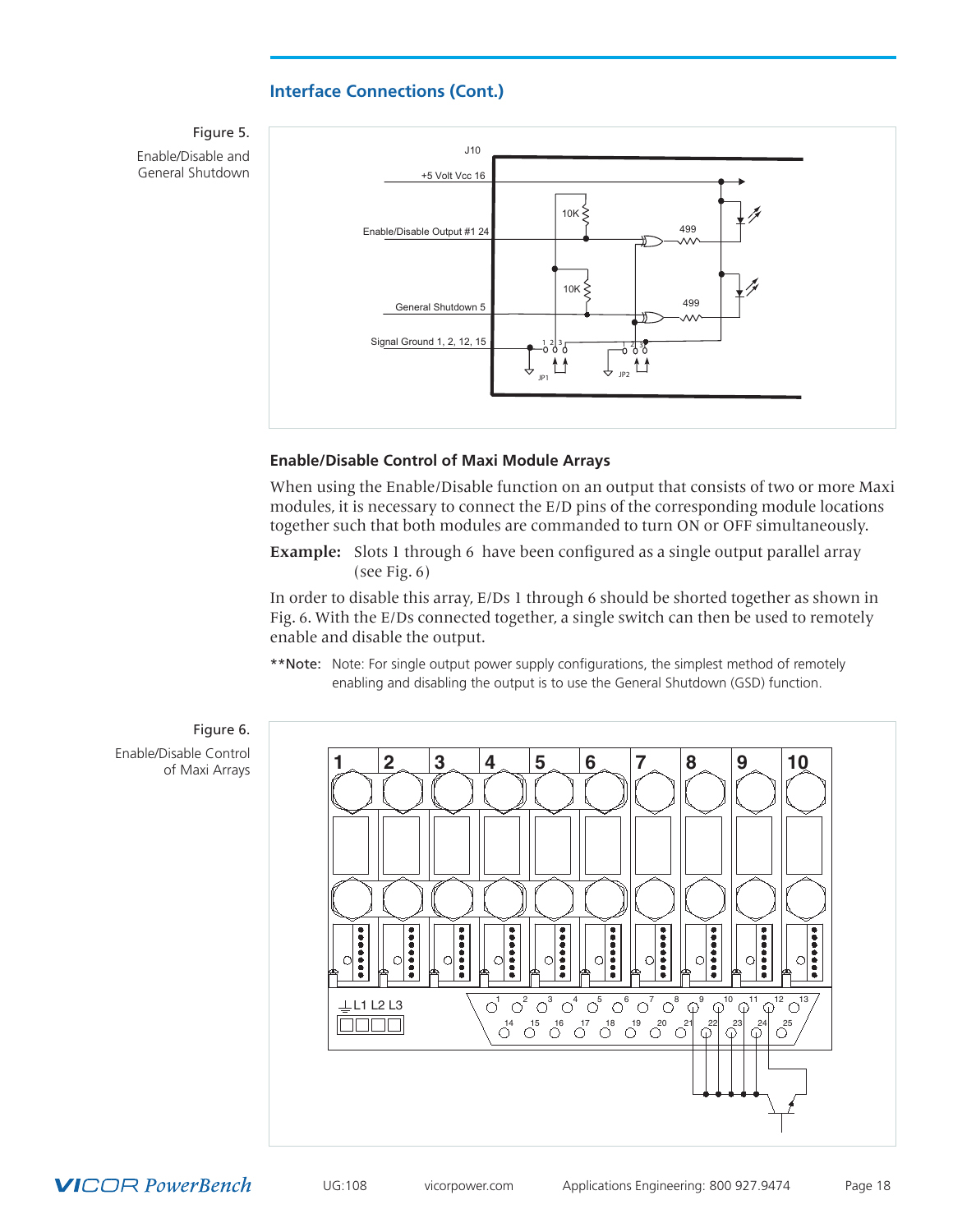## Interface Connections (Cont.)

Figure 5.

Enable/Disable and General Shutdown

J10

+5 Volt Vcc 16

Enable/Disable Output #1 24

General Shutdown 5

Signal Ground 1, 2, 12, 15

10K

10K

499

499

JP1

JP2

### Enable/Disable Control of Maxi Module Arrays

When using the Enable/Disable function on an output that consists of two or more Maxi modules, it is necessary to connect the E/D pins of the corresponding module locations together such that both modules are commanded to turn ON or OFF simultaneously.

**Example:** Slots 1 through 6 have been configured as a single output parallel array (see Fig. 6)

In order to disable this array, E/Ds 1 through 6 should be shorted together as shown in Fig. 6. With the E/Ds connected together, a single switch can then be used to remotely enable and disable the output.

**Note: Note: For single output power supply configurations, the simplest method of remotely enabling and disabling the output is to use the General Shutdown (GSD) function.

Figure 6.

Enable/Disable Control of Maxi Arrays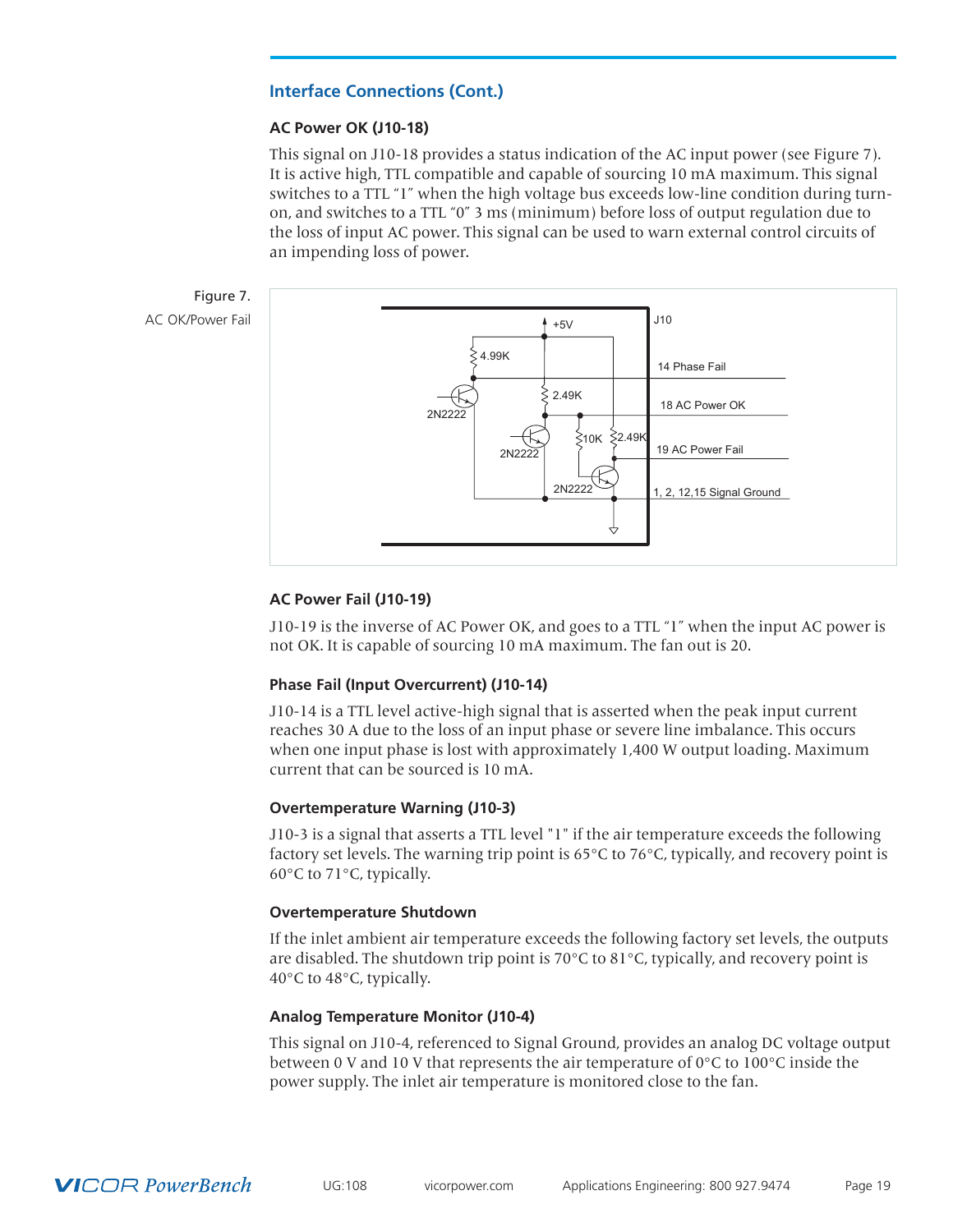## Interface Connections (Cont.)

### AC Power OK (J10-18)

This signal on J10-18 provides a status indication of the AC input power (see Figure 7). It is active high, TTL compatible and capable of sourcing 10 mA maximum. This signal switches to a TTL “1” when the high voltage bus exceeds low-line condition during turn-on, and switches to a TTL “0” 3 ms (minimum) before loss of output regulation due to the loss of input AC power. This signal can be used to warn external control circuits of an impending loss of power.

Figure 7. AC OK/Power Fail

### AC Power Fail (J10-19)

J10-19 is the inverse of AC Power OK, and goes to a TTL “1” when the input AC power is not OK. It is capable of sourcing 10 mA maximum. The fan out is 20.

### Phase Fail (Input Overcurrent) (J10-14)

J10-14 is a TTL level active-high signal that is asserted when the peak input current reaches 30 A due to the loss of an input phase or severe line imbalance. This occurs when one input phase is lost with approximately 1,400 W output loading. Maximum current that can be sourced is 10 mA.

### Overtemperature Warning (J10-3)

J10-3 is a signal that asserts a TTL level "1" if the air temperature exceeds the following factory set levels. The warning trip point is 65°C to 76°C, typically, and recovery point is 60°C to 71°C, typically.

### Overtemperature Shutdown

If the inlet ambient air temperature exceeds the following factory set levels, the outputs are disabled. The shutdown trip point is 70°C to 81°C, typically, and recovery point is 40°C to 48°C, typically.

### Analog Temperature Monitor (J10-4)

This signal on J10-4, referenced to Signal Ground, provides an analog DC voltage output between 0 V and 10 V that represents the air temperature of 0°C to 100°C inside the power supply. The inlet air temperature is monitored close to the fan.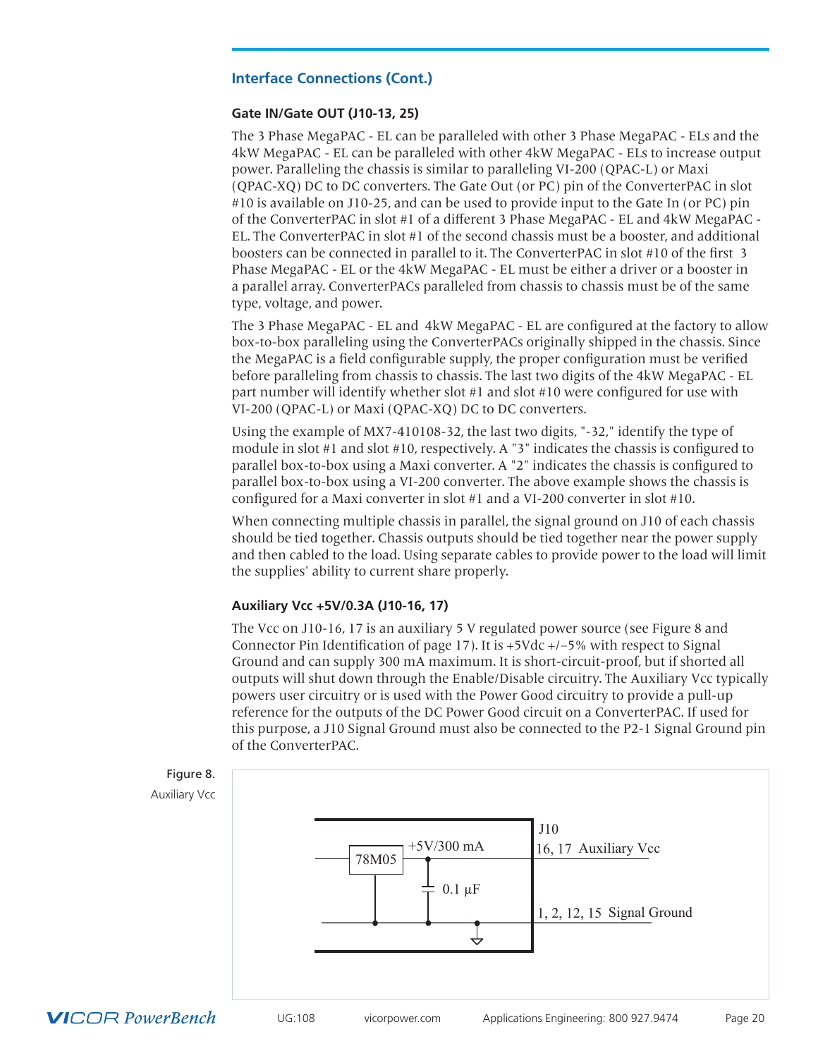## Interface Connections (Cont.)

### Gate IN/Gate OUT (J10-13, 25)

The 3 Phase MegaPAC - EL can be paralleled with other 3 Phase MegaPAC - ELs and the 4kW MegaPAC - EL can be paralleled with other 4kW MegaPAC - ELs to increase output power. Paralleling the chassis is similar to paralleling VI-200 (QPAC-L) or Maxi (QPAC-XQ) DC to DC converters. The Gate Out (or PC) pin of the ConverterPAC in slot #10 is available on J10-25, and can be used to provide input to the Gate In (or PC) pin of the ConverterPAC in slot #1 of a different 3 Phase MegaPAC - EL and 4kW MegaPAC - EL. The ConverterPAC in slot #1 of the second chassis must be a booster, and additional boosters can be connected in parallel to it. The ConverterPAC in slot #10 of the first 3 Phase MegaPAC - EL or the 4kW MegaPAC - EL must be either a driver or a booster in a parallel array. ConverterPACs paralleled from chassis to chassis must be of the same type, voltage, and power.

The 3 Phase MegaPAC - EL and 4kW MegaPAC - EL are configured at the factory to allow box-to-box paralleling using the ConverterPACs originally shipped in the chassis. Since the MegaPAC is a field configurable supply, the proper configuration must be verified before paralleling from chassis to chassis. The last two digits of the 4kW MegaPAC - EL part number will identify whether slot #1 and slot #10 were configured for use with VI-200 (QPAC-L) or Maxi (QPAC-XQ) DC to DC converters.

Using the example of MX7-410108-32, the last two digits, "-32," identify the type of module in slot #1 and slot #10, respectively. A "3" indicates the chassis is configured to parallel box-to-box using a Maxi converter. A "2" indicates the chassis is configured to parallel box-to-box using a VI-200 converter. The above example shows the chassis is configured for a Maxi converter in slot #1 and a VI-200 converter in slot #10.

When connecting multiple chassis in parallel, the signal ground on J10 of each chassis should be tied together. Chassis outputs should be tied together near the power supply and then cabled to the load. Using separate cables to provide power to the load will limit the supplies' ability to current share properly.

### Auxiliary Vcc +5V/0.3A (J10-16, 17)

The Vcc on J10-16, 17 is an auxiliary 5 V regulated power source (see Figure 8 and Connector Pin Identification of page 17). It is +5Vdc +/–5% with respect to Signal Ground and can supply 300 mA maximum. It is short-circuit-proof, but if shorted all outputs will shut down through the Enable/Disable circuitry. The Auxiliary Vcc typically powers user circuitry or is used with the Power Good circuitry to provide a pull-up reference for the outputs of the DC Power Good circuit on a ConverterPAC. If used for this purpose, a J10 Signal Ground must also be connected to the P2-1 Signal Ground pin of the ConverterPAC.

Figure 8.
Auxiliary Vcc

78M05 — +5V/300 mA — 0.1 µF — J10 — 16, 17 Auxiliary Vcc — 1, 2, 12, 15 Signal Ground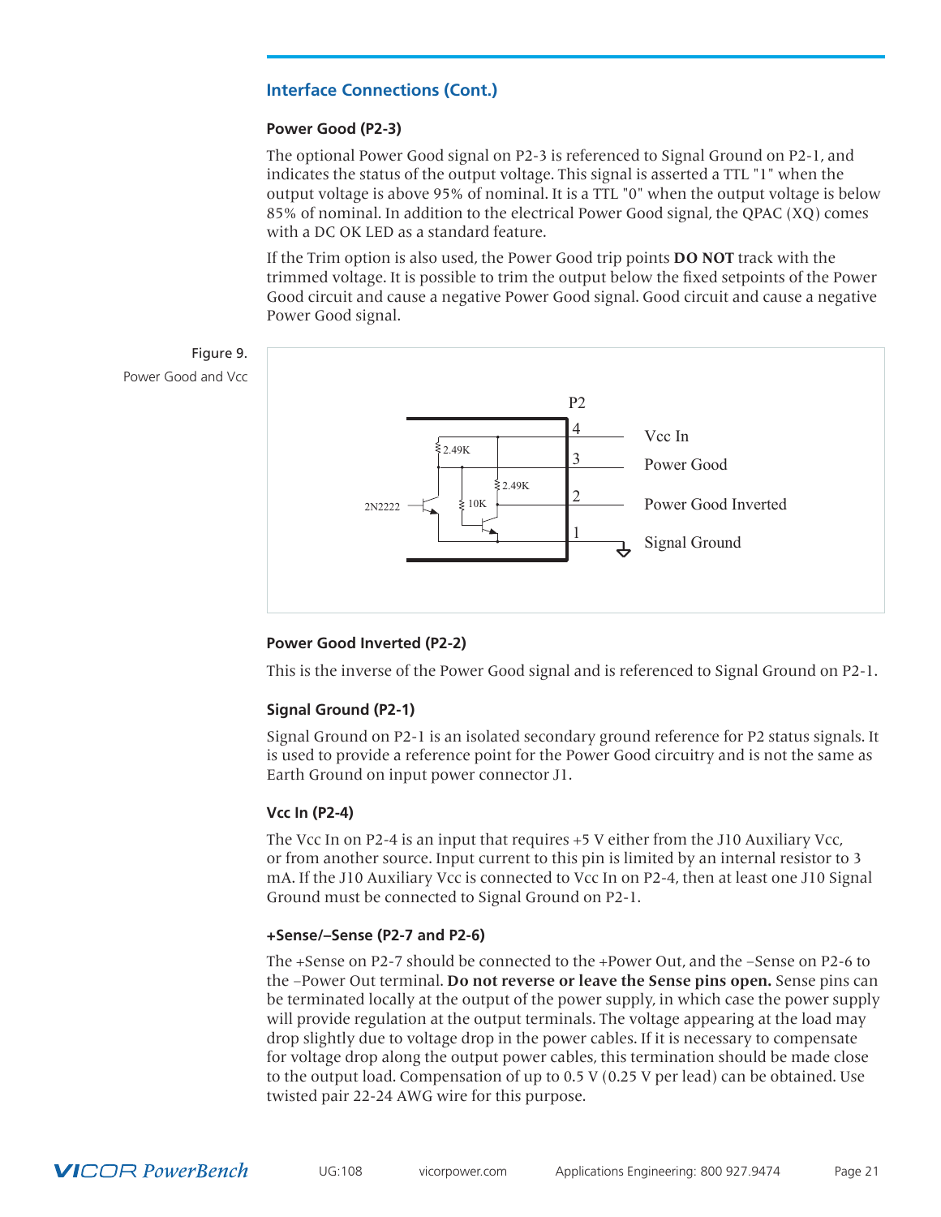## Interface Connections (Cont.)

### Power Good (P2-3)

The optional Power Good signal on P2-3 is referenced to Signal Ground on P2-1, and indicates the status of the output voltage. This signal is asserted a TTL "1" when the output voltage is above 95% of nominal. It is a TTL "0" when the output voltage is below 85% of nominal. In addition to the electrical Power Good signal, the QPAC (XQ) comes with a DC OK LED as a standard feature.

If the Trim option is also used, the Power Good trip points **DO NOT** track with the trimmed voltage. It is possible to trim the output below the fixed setpoints of the Power Good circuit and cause a negative Power Good signal. Good circuit and cause a negative Power Good signal.

Figure 9.
Power Good and Vcc

### Power Good Inverted (P2-2)

This is the inverse of the Power Good signal and is referenced to Signal Ground on P2-1.

### Signal Ground (P2-1)

Signal Ground on P2-1 is an isolated secondary ground reference for P2 status signals. It is used to provide a reference point for the Power Good circuitry and is not the same as Earth Ground on input power connector J1.

### Vcc In (P2-4)

The Vcc In on P2-4 is an input that requires +5 V either from the J10 Auxiliary Vcc, or from another source. Input current to this pin is limited by an internal resistor to 3 mA. If the J10 Auxiliary Vcc is connected to Vcc In on P2-4, then at least one J10 Signal Ground must be connected to Signal Ground on P2-1.

### +Sense/–Sense (P2-7 and P2-6)

The +Sense on P2-7 should be connected to the +Power Out, and the –Sense on P2-6 to the –Power Out terminal. **Do not reverse or leave the Sense pins open.** Sense pins can be terminated locally at the output of the power supply, in which case the power supply will provide regulation at the output terminals. The voltage appearing at the load may drop slightly due to voltage drop in the power cables. If it is necessary to compensate for voltage drop along the output power cables, this termination should be made close to the output load. Compensation of up to 0.5 V (0.25 V per lead) can be obtained. Use twisted pair 22-24 AWG wire for this purpose.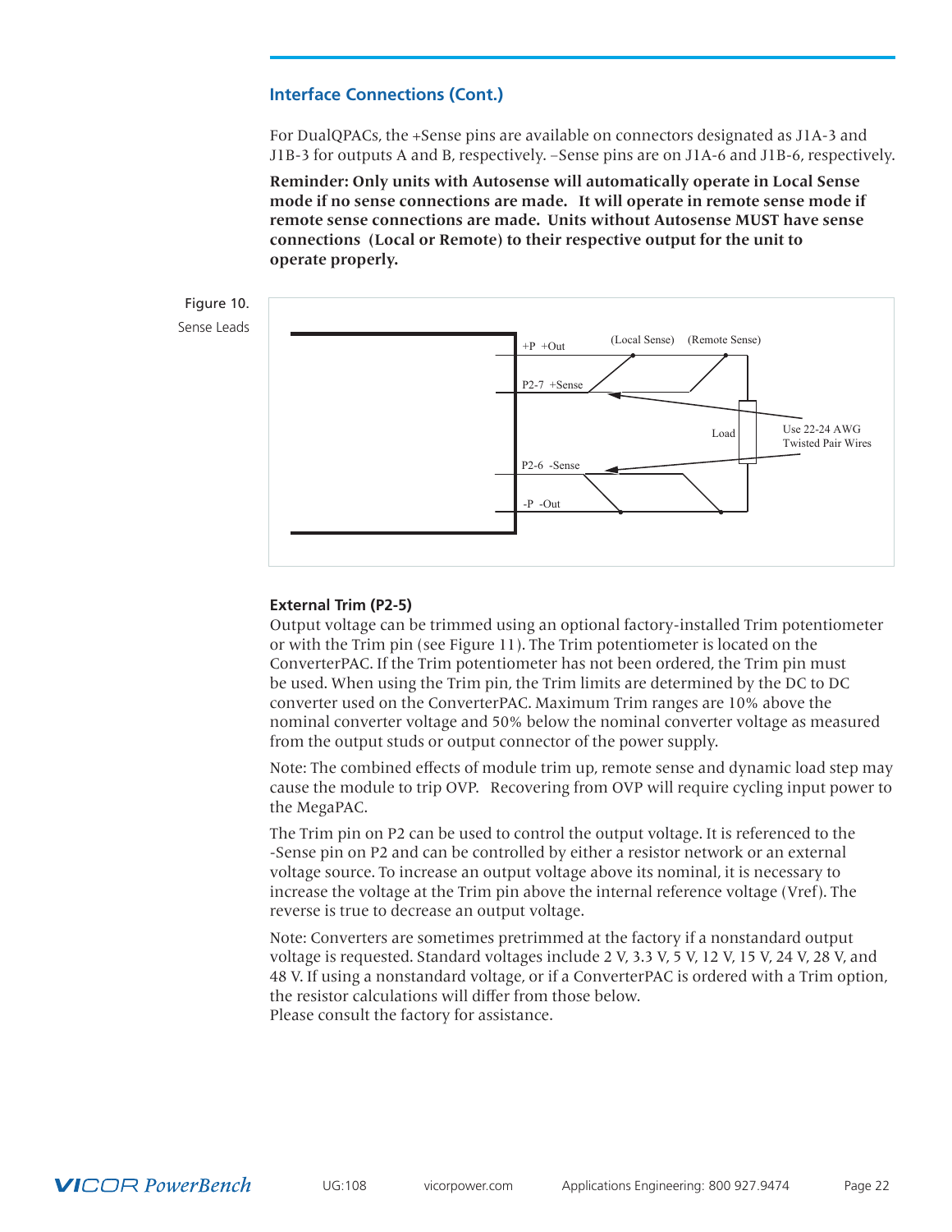## Interface Connections (Cont.)

For DualQPACs, the +Sense pins are available on connectors designated as J1A-3 and J1B-3 for outputs A and B, respectively. –Sense pins are on J1A-6 and J1B-6, respectively.

**Reminder: Only units with Autosense will automatically operate in Local Sense mode if no sense connections are made. It will operate in remote sense mode if remote sense connections are made. Units without Autosense MUST have sense connections (Local or Remote) to their respective output for the unit to operate properly.**

Figure 10.
Sense Leads

+P +Out
P2-7 +Sense
P2-6 -Sense
-P -Out
(Local Sense) (Remote Sense)
Load
Use 22-24 AWG Twisted Pair Wires

### External Trim (P2-5)

Output voltage can be trimmed using an optional factory-installed Trim potentiometer or with the Trim pin (see Figure 11). The Trim potentiometer is located on the ConverterPAC. If the Trim potentiometer has not been ordered, the Trim pin must be used. When using the Trim pin, the Trim limits are determined by the DC to DC converter used on the ConverterPAC. Maximum Trim ranges are 10% above the nominal converter voltage and 50% below the nominal converter voltage as measured from the output studs or output connector of the power supply.

Note: The combined effects of module trim up, remote sense and dynamic load step may cause the module to trip OVP. Recovering from OVP will require cycling input power to the MegaPAC.

The Trim pin on P2 can be used to control the output voltage. It is referenced to the -Sense pin on P2 and can be controlled by either a resistor network or an external voltage source. To increase an output voltage above its nominal, it is necessary to increase the voltage at the Trim pin above the internal reference voltage (Vref). The reverse is true to decrease an output voltage.

Note: Converters are sometimes pretrimmed at the factory if a nonstandard output voltage is requested. Standard voltages include 2 V, 3.3 V, 5 V, 12 V, 15 V, 24 V, 28 V, and 48 V. If using a nonstandard voltage, or if a ConverterPAC is ordered with a Trim option, the resistor calculations will differ from those below.
Please consult the factory for assistance.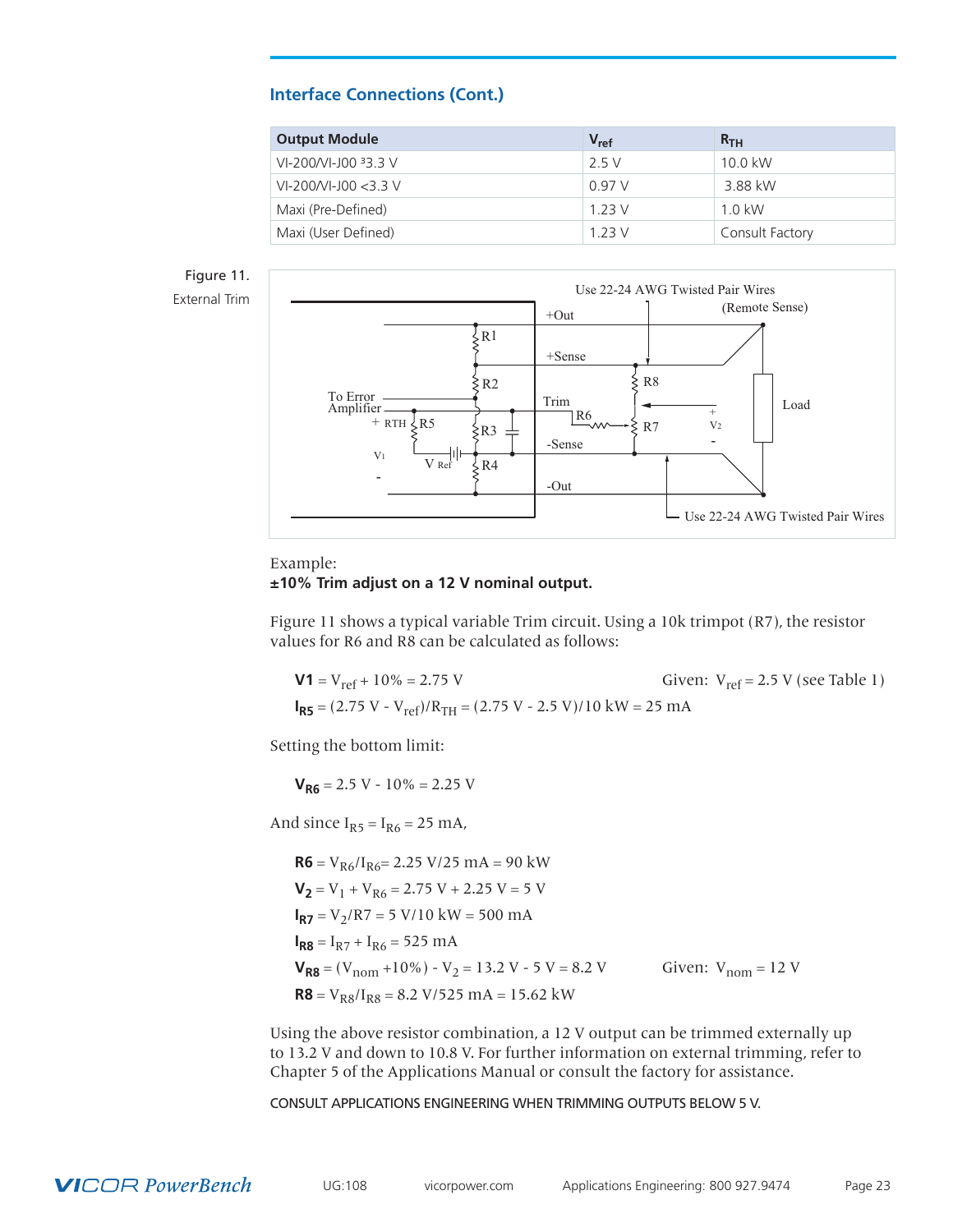## Interface Connections (Cont.)

| Output Module | $V_{ref}$ | $R_{TH}$ |
|---|---|---|
| VI-200/VI-J00 ³3.3 V | 2.5 V | 10.0 kW |
| VI-200/VI-J00 <3.3 V | 0.97 V | 3.88 kW |
| Maxi (Pre-Defined) | 1.23 V | 1.0 kW |
| Maxi (User Defined) | 1.23 V | Consult Factory |

Figure 11.
External Trim

Example:
**±10% Trim adjust on a 12 V nominal output.**

Figure 11 shows a typical variable Trim circuit. Using a 10k trimpot (R7), the resistor values for R6 and R8 can be calculated as follows:

**V1** = $V_{ref}$ + 10% = 2.75 V    Given: $V_{ref}$ = 2.5 V (see Table 1)

$\mathbf{I_{R5}}$ = (2.75 V - $V_{ref}$)/$R_{TH}$ = (2.75 V - 2.5 V)/10 kW = 25 mA

Setting the bottom limit:

$\mathbf{V_{R6}}$ = 2.5 V - 10% = 2.25 V

And since $I_{R5}$ = $I_{R6}$ = 25 mA,

**R6** = $V_{R6}$/$I_{R6}$= 2.25 V/25 mA = 90 kW

$\mathbf{V_2}$ = $V_1$ + $V_{R6}$ = 2.75 V + 2.25 V = 5 V

$\mathbf{I_{R7}}$ = $V_2$/R7 = 5 V/10 kW = 500 mA

$\mathbf{I_{R8}}$ = $I_{R7}$ + $I_{R6}$ = 525 mA

$\mathbf{V_{R8}}$ = ($V_{nom}$ +10%) - $V_2$ = 13.2 V - 5 V = 8.2 V    Given: $V_{nom}$ = 12 V

**R8** = $V_{R8}$/$I_{R8}$ = 8.2 V/525 mA = 15.62 kW

Using the above resistor combination, a 12 V output can be trimmed externally up to 13.2 V and down to 10.8 V. For further information on external trimming, refer to Chapter 5 of the Applications Manual or consult the factory for assistance.

CONSULT APPLICATIONS ENGINEERING WHEN TRIMMING OUTPUTS BELOW 5 V.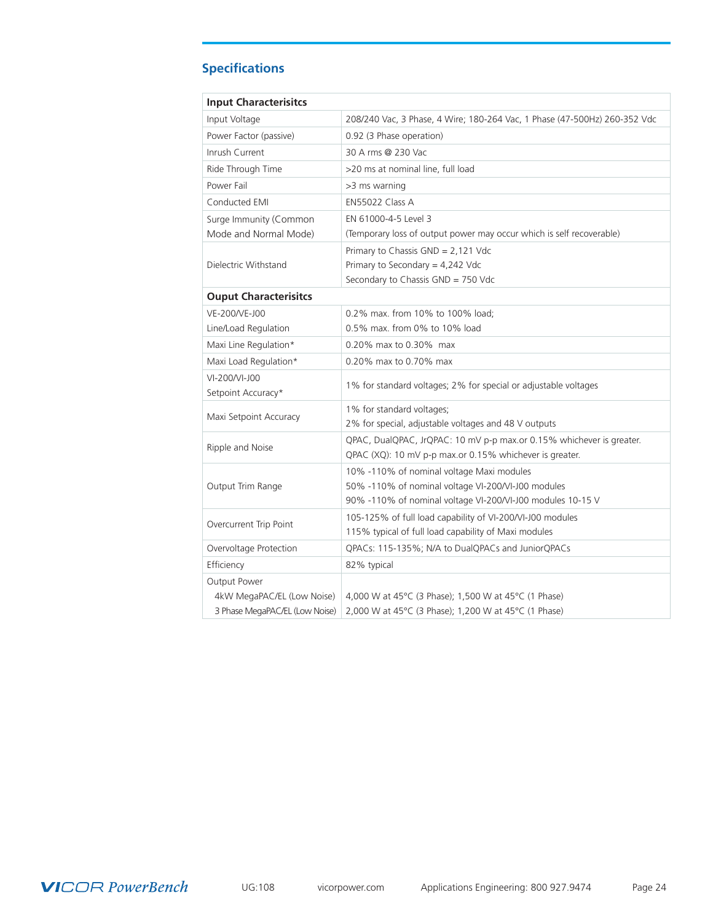## Specifications

| Input Characterisitcs | |
|---|---|
| Input Voltage | 208/240 Vac, 3 Phase, 4 Wire; 180-264 Vac, 1 Phase (47-500Hz) 260-352 Vdc |
| Power Factor (passive) | 0.92 (3 Phase operation) |
| Inrush Current | 30 A rms @ 230 Vac |
| Ride Through Time | >20 ms at nominal line, full load |
| Power Fail | >3 ms warning |
| Conducted EMI | EN55022 Class A |
| Surge Immunity (Common Mode and Normal Mode) | EN 61000-4-5 Level 3<br>(Temporary loss of output power may occur which is self recoverable) |
| Dielectric Withstand | Primary to Chassis GND = 2,121 Vdc<br>Primary to Secondary = 4,242 Vdc<br>Secondary to Chassis GND = 750 Vdc |
| **Ouput Characterisitcs** | |
| VE-200/VE-J00<br>Line/Load Regulation | 0.2% max. from 10% to 100% load;<br>0.5% max. from 0% to 10% load |
| Maxi Line Regulation* | 0.20% max to 0.30% max |
| Maxi Load Regulation* | 0.20% max to 0.70% max |
| VI-200/VI-J00<br>Setpoint Accuracy* | 1% for standard voltages; 2% for special or adjustable voltages |
| Maxi Setpoint Accuracy | 1% for standard voltages;<br>2% for special, adjustable voltages and 48 V outputs |
| Ripple and Noise | QPAC, DualQPAC, JrQPAC: 10 mV p-p max.or 0.15% whichever is greater.<br>QPAC (XQ): 10 mV p-p max.or 0.15% whichever is greater. |
| Output Trim Range | 10% -110% of nominal voltage Maxi modules<br>50% -110% of nominal voltage VI-200/VI-J00 modules<br>90% -110% of nominal voltage VI-200/VI-J00 modules 10-15 V |
| Overcurrent Trip Point | 105-125% of full load capability of VI-200/VI-J00 modules<br>115% typical of full load capability of Maxi modules |
| Overvoltage Protection | QPACs: 115-135%; N/A to DualQPACs and JuniorQPACs |
| Efficiency | 82% typical |
| Output Power<br>4kW MegaPAC/EL (Low Noise)<br>3 Phase MegaPAC/EL (Low Noise) | <br>4,000 W at 45°C (3 Phase); 1,500 W at 45°C (1 Phase)<br>2,000 W at 45°C (3 Phase); 1,200 W at 45°C (1 Phase) |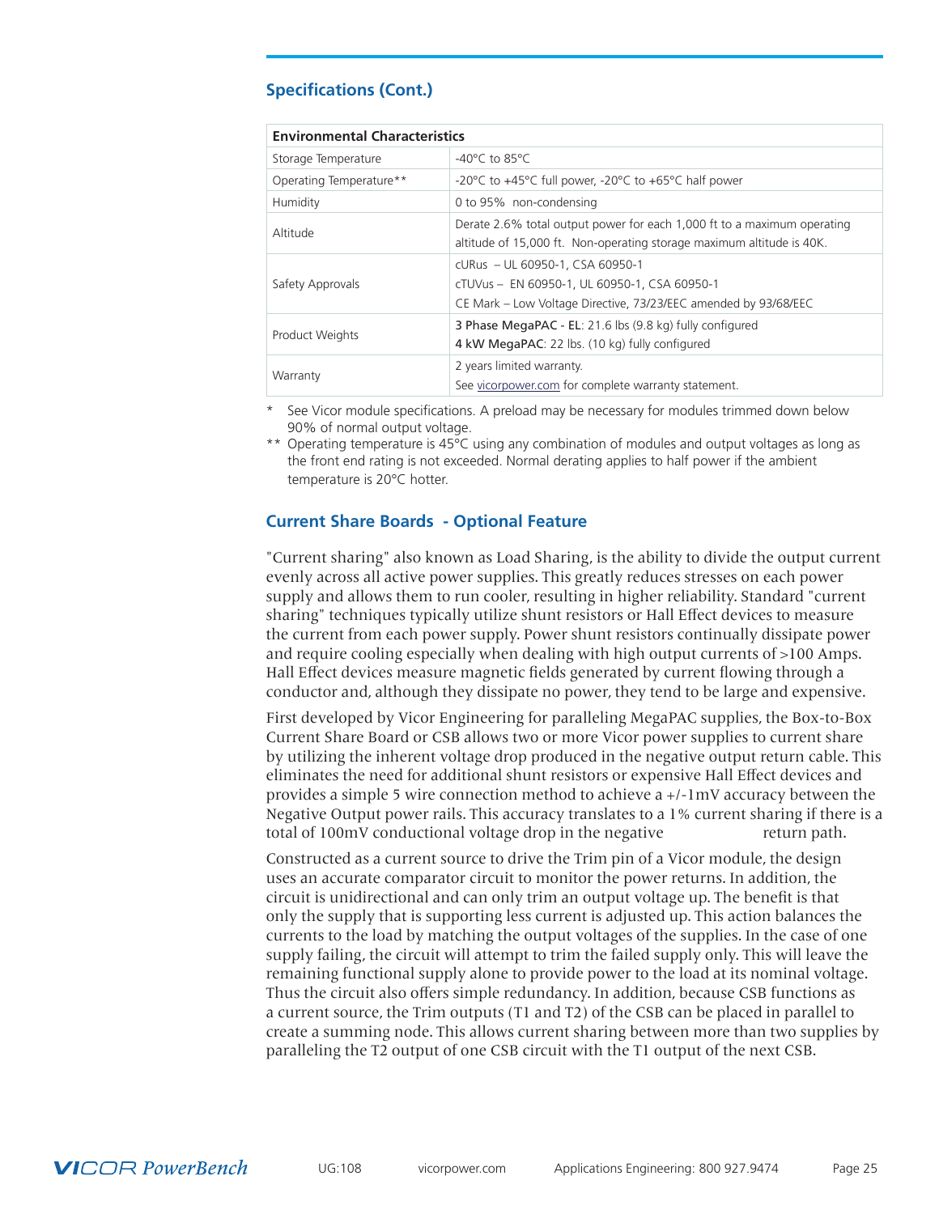## Specifications (Cont.)

| Environmental Characteristics | |
|---|---|
| Storage Temperature | -40°C to 85°C |
| Operating Temperature** | -20°C to +45°C full power, -20°C to +65°C half power |
| Humidity | 0 to 95%  non-condensing |
| Altitude | Derate 2.6% total output power for each 1,000 ft to a maximum operating altitude of 15,000 ft.  Non-operating storage maximum altitude is 40K. |
| Safety Approvals | cURus  – UL 60950-1, CSA 60950-1<br>cTUVus –  EN 60950-1, UL 60950-1, CSA 60950-1<br>CE Mark – Low Voltage Directive, 73/23/EEC amended by 93/68/EEC |
| Product Weights | **3 Phase MegaPAC - EL**: 21.6 lbs (9.8 kg) fully configured<br>**4 kW MegaPAC**: 22 lbs. (10 kg) fully configured |
| Warranty | 2 years limited warranty.<br>See vicorpower.com for complete warranty statement. |

\* See Vicor module specifications. A preload may be necessary for modules trimmed down below 90% of normal output voltage.

\*\* Operating temperature is 45°C using any combination of modules and output voltages as long as the front end rating is not exceeded. Normal derating applies to half power if the ambient temperature is 20°C hotter.

## Current Share Boards  - Optional Feature

"Current sharing" also known as Load Sharing, is the ability to divide the output current evenly across all active power supplies. This greatly reduces stresses on each power supply and allows them to run cooler, resulting in higher reliability. Standard "current sharing" techniques typically utilize shunt resistors or Hall Effect devices to measure the current from each power supply. Power shunt resistors continually dissipate power and require cooling especially when dealing with high output currents of >100 Amps. Hall Effect devices measure magnetic fields generated by current flowing through a conductor and, although they dissipate no power, they tend to be large and expensive.

First developed by Vicor Engineering for paralleling MegaPAC supplies, the Box-to-Box Current Share Board or CSB allows two or more Vicor power supplies to current share by utilizing the inherent voltage drop produced in the negative output return cable. This eliminates the need for additional shunt resistors or expensive Hall Effect devices and provides a simple 5 wire connection method to achieve a +/-1mV accuracy between the Negative Output power rails. This accuracy translates to a 1% current sharing if there is a total of 100mV conductional voltage drop in the negative return path.

Constructed as a current source to drive the Trim pin of a Vicor module, the design uses an accurate comparator circuit to monitor the power returns. In addition, the circuit is unidirectional and can only trim an output voltage up. The benefit is that only the supply that is supporting less current is adjusted up. This action balances the currents to the load by matching the output voltages of the supplies. In the case of one supply failing, the circuit will attempt to trim the failed supply only. This will leave the remaining functional supply alone to provide power to the load at its nominal voltage. Thus the circuit also offers simple redundancy. In addition, because CSB functions as a current source, the Trim outputs (T1 and T2) of the CSB can be placed in parallel to create a summing node. This allows current sharing between more than two supplies by paralleling the T2 output of one CSB circuit with the T1 output of the next CSB.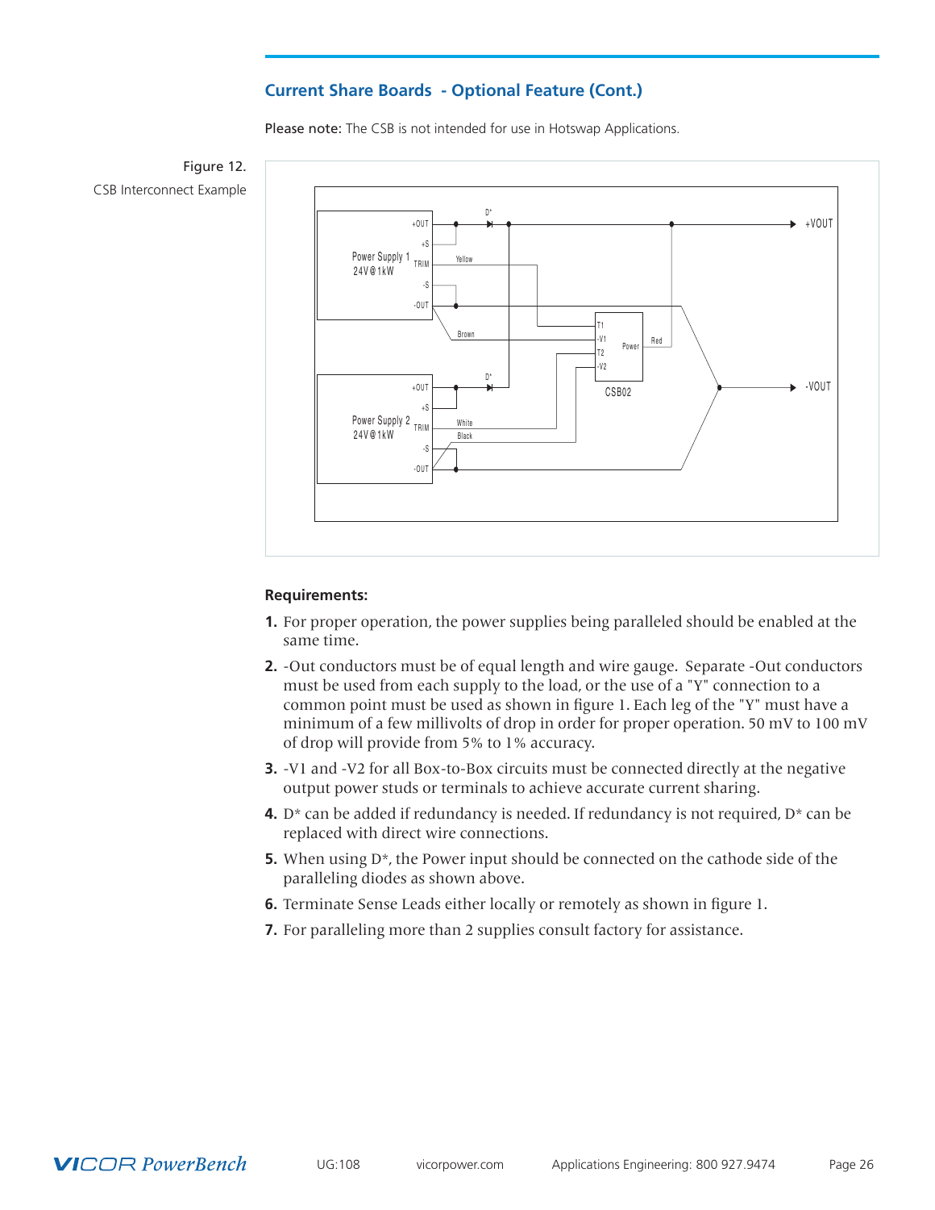## Current Share Boards - Optional Feature (Cont.)

**Please note:** The CSB is not intended for use in Hotswap Applications.

Figure 12.
CSB Interconnect Example

**Requirements:**

1. For proper operation, the power supplies being paralleled should be enabled at the same time.
2. -Out conductors must be of equal length and wire gauge. Separate -Out conductors must be used from each supply to the load, or the use of a "Y" connection to a common point must be used as shown in figure 1. Each leg of the "Y" must have a minimum of a few millivolts of drop in order for proper operation. 50 mV to 100 mV of drop will provide from 5% to 1% accuracy.
3. -V1 and -V2 for all Box-to-Box circuits must be connected directly at the negative output power studs or terminals to achieve accurate current sharing.
4. D* can be added if redundancy is needed. If redundancy is not required, D* can be replaced with direct wire connections.
5. When using D*, the Power input should be connected on the cathode side of the paralleling diodes as shown above.
6. Terminate Sense Leads either locally or remotely as shown in figure 1.
7. For paralleling more than 2 supplies consult factory for assistance.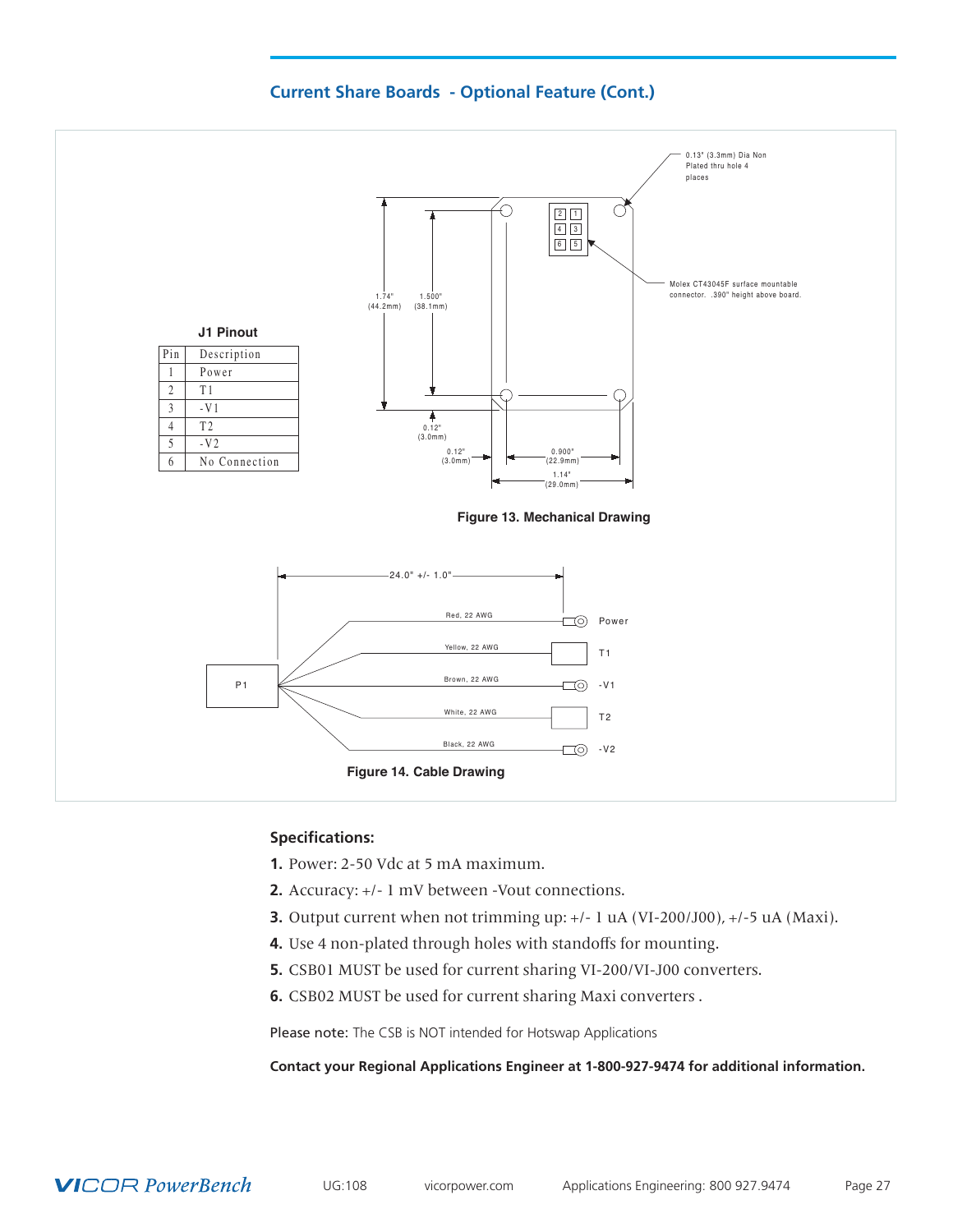## Current Share Boards - Optional Feature (Cont.)

**J1 Pinout**

| Pin | Description |
|---|---|
| 1 | Power |
| 2 | T1 |
| 3 | -V1 |
| 4 | T2 |
| 5 | -V2 |
| 6 | No Connection |

0.13" (3.3mm) Dia Non Plated thru hole 4 places

Molex CT43045F surface mountable connector. .390" height above board.

1.74" (44.2mm)

1.500" (38.1mm)

0.12" (3.0mm)

0.12" (3.0mm)

0.900" (22.9mm)

1.14" (29.0mm)

**Figure 13. Mechanical Drawing**

24.0" +/- 1.0"

P1

Red, 22 AWG — Power

Yellow, 22 AWG — T1

Brown, 22 AWG — -V1

White, 22 AWG — T2

Black, 22 AWG — -V2

**Figure 14. Cable Drawing**

### Specifications:

1. Power: 2-50 Vdc at 5 mA maximum.
2. Accuracy: +/- 1 mV between -Vout connections.
3. Output current when not trimming up: +/- 1 uA (VI-200/J00), +/-5 uA (Maxi).
4. Use 4 non-plated through holes with standoffs for mounting.
5. CSB01 MUST be used for current sharing VI-200/VI-J00 converters.
6. CSB02 MUST be used for current sharing Maxi converters .

Please note: The CSB is NOT intended for Hotswap Applications

**Contact your Regional Applications Engineer at 1-800-927-9474 for additional information.**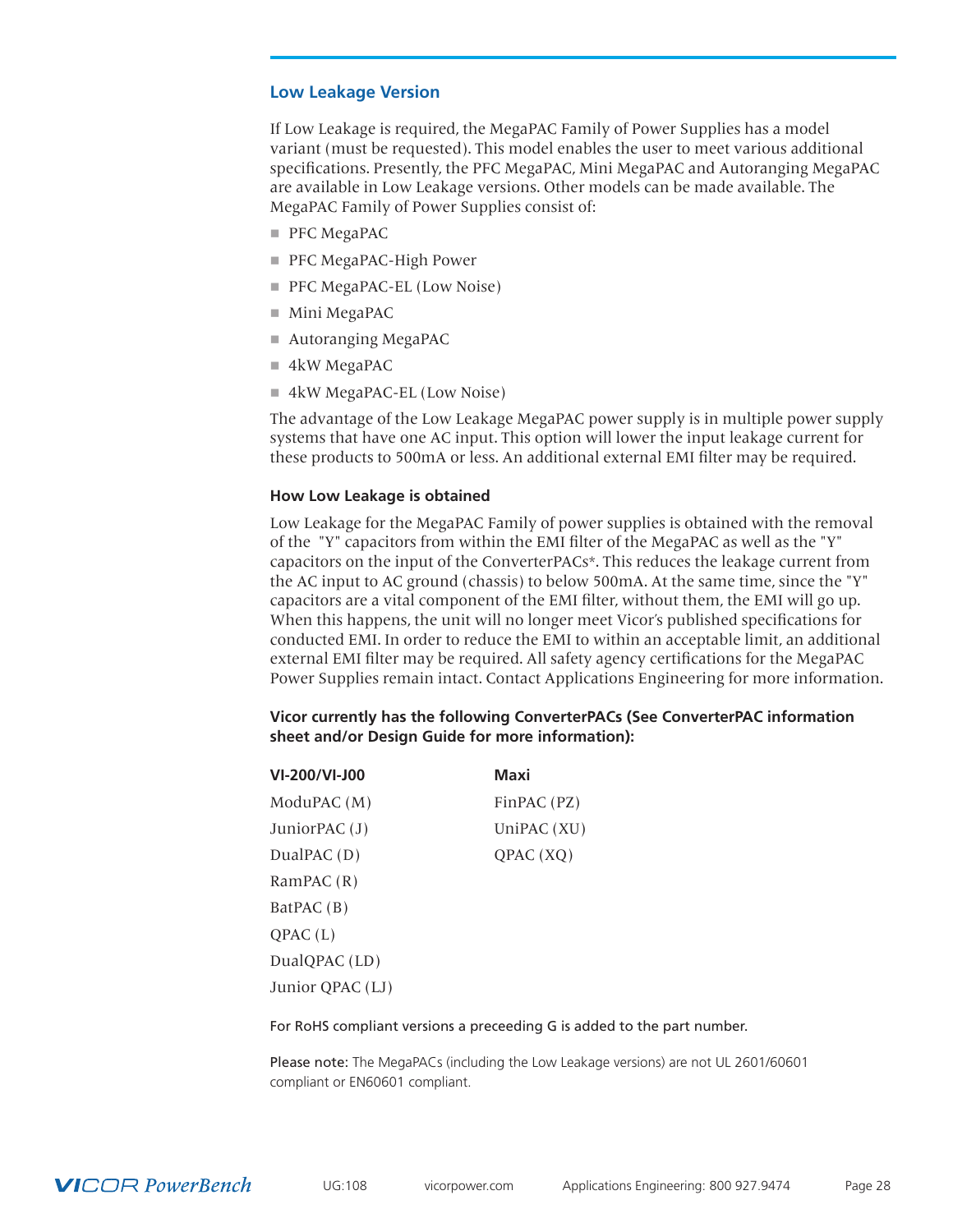## Low Leakage Version

If Low Leakage is required, the MegaPAC Family of Power Supplies has a model variant (must be requested). This model enables the user to meet various additional specifications. Presently, the PFC MegaPAC, Mini MegaPAC and Autoranging MegaPAC are available in Low Leakage versions. Other models can be made available. The MegaPAC Family of Power Supplies consist of:

- PFC MegaPAC
- PFC MegaPAC-High Power
- PFC MegaPAC-EL (Low Noise)
- Mini MegaPAC
- Autoranging MegaPAC
- 4kW MegaPAC
- 4kW MegaPAC-EL (Low Noise)

The advantage of the Low Leakage MegaPAC power supply is in multiple power supply systems that have one AC input. This option will lower the input leakage current for these products to 500mA or less. An additional external EMI filter may be required.

### How Low Leakage is obtained

Low Leakage for the MegaPAC Family of power supplies is obtained with the removal of the "Y" capacitors from within the EMI filter of the MegaPAC as well as the "Y" capacitors on the input of the ConverterPACs*. This reduces the leakage current from the AC input to AC ground (chassis) to below 500mA. At the same time, since the "Y" capacitors are a vital component of the EMI filter, without them, the EMI will go up. When this happens, the unit will no longer meet Vicor's published specifications for conducted EMI. In order to reduce the EMI to within an acceptable limit, an additional external EMI filter may be required. All safety agency certifications for the MegaPAC Power Supplies remain intact. Contact Applications Engineering for more information.

**Vicor currently has the following ConverterPACs (See ConverterPAC information sheet and/or Design Guide for more information):**

| VI-200/VI-J00 | Maxi |
|---|---|
| ModuPAC (M) | FinPAC (PZ) |
| JuniorPAC (J) | UniPAC (XU) |
| DualPAC (D) | QPAC (XQ) |
| RamPAC (R) | |
| BatPAC (B) | |
| QPAC (L) | |
| DualQPAC (LD) | |
| Junior QPAC (LJ) | |

For RoHS compliant versions a preceeding G is added to the part number.

Please note: The MegaPACs (including the Low Leakage versions) are not UL 2601/60601 compliant or EN60601 compliant.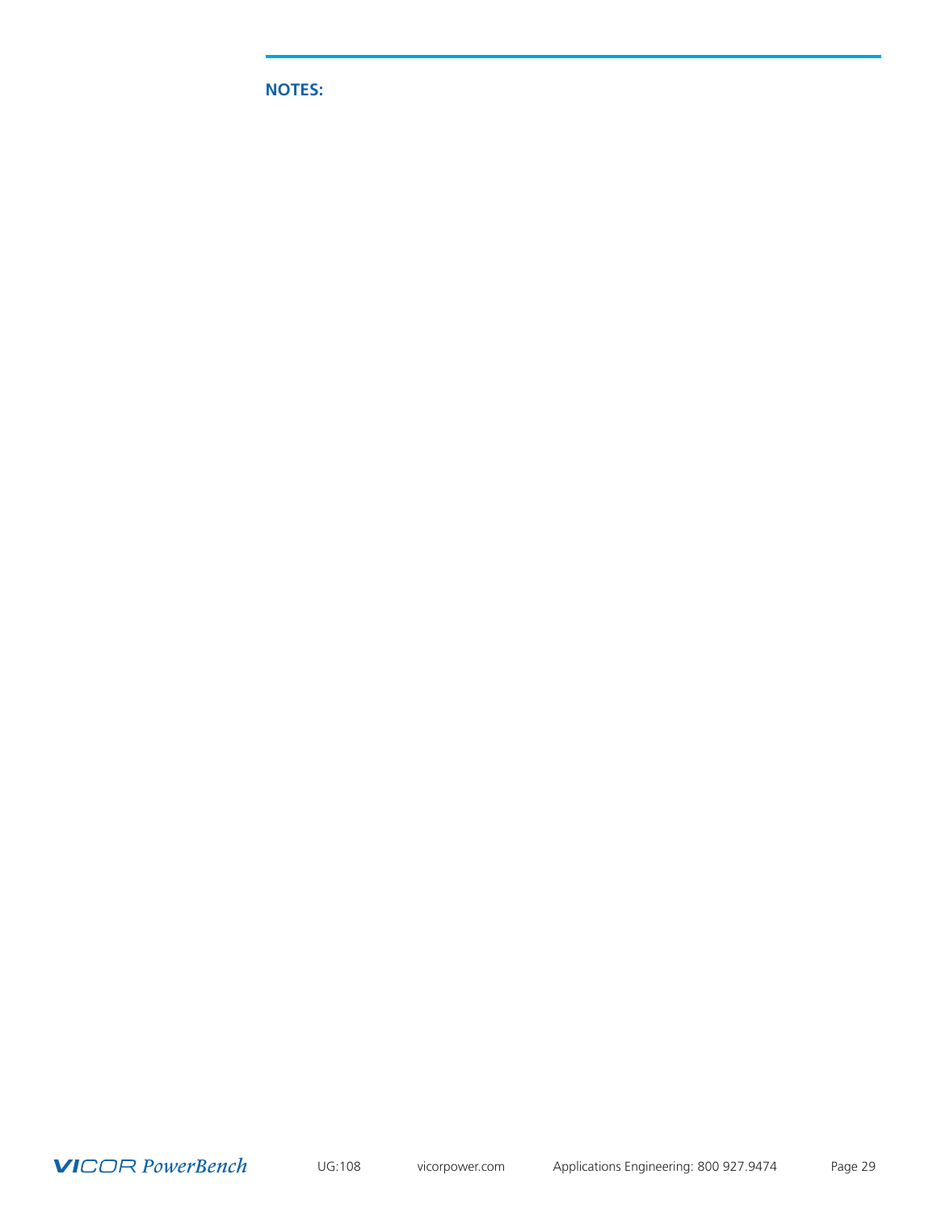**NOTES:**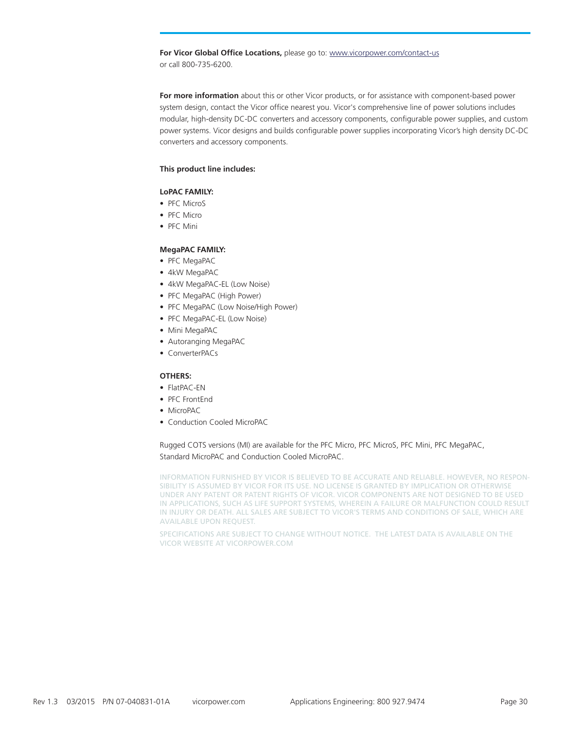**For Vicor Global Office Locations,** please go to: [www.vicorpower.com/contact-us](www.vicorpower.com/contact-us)
or call 800-735-6200.

**For more information** about this or other Vicor products, or for assistance with component-based power system design, contact the Vicor office nearest you. Vicor's comprehensive line of power solutions includes modular, high-density DC-DC converters and accessory components, configurable power supplies, and custom power systems. Vicor designs and builds configurable power supplies incorporating Vicor's high density DC-DC converters and accessory components.

**This product line includes:**

**LoPAC FAMILY:**

- PFC MicroS
- PFC Micro
- PFC Mini

**MegaPAC FAMILY:**

- PFC MegaPAC
- 4kW MegaPAC
- 4kW MegaPAC-EL (Low Noise)
- PFC MegaPAC (High Power)
- PFC MegaPAC (Low Noise/High Power)
- PFC MegaPAC-EL (Low Noise)
- Mini MegaPAC
- Autoranging MegaPAC
- ConverterPACs

**OTHERS:**

- FlatPAC-EN
- PFC FrontEnd
- MicroPAC
- Conduction Cooled MicroPAC

Rugged COTS versions (MI) are available for the PFC Micro, PFC MicroS, PFC Mini, PFC MegaPAC, Standard MicroPAC and Conduction Cooled MicroPAC.

INFORMATION FURNISHED BY VICOR IS BELIEVED TO BE ACCURATE AND RELIABLE. HOWEVER, NO RESPONSIBILITY IS ASSUMED BY VICOR FOR ITS USE. NO LICENSE IS GRANTED BY IMPLICATION OR OTHERWISE UNDER ANY PATENT OR PATENT RIGHTS OF VICOR. VICOR COMPONENTS ARE NOT DESIGNED TO BE USED IN APPLICATIONS, SUCH AS LIFE SUPPORT SYSTEMS, WHEREIN A FAILURE OR MALFUNCTION COULD RESULT IN INJURY OR DEATH. ALL SALES ARE SUBJECT TO VICOR'S TERMS AND CONDITIONS OF SALE, WHICH ARE AVAILABLE UPON REQUEST.

SPECIFICATIONS ARE SUBJECT TO CHANGE WITHOUT NOTICE. THE LATEST DATA IS AVAILABLE ON THE VICOR WEBSITE AT VICORPOWER.COM